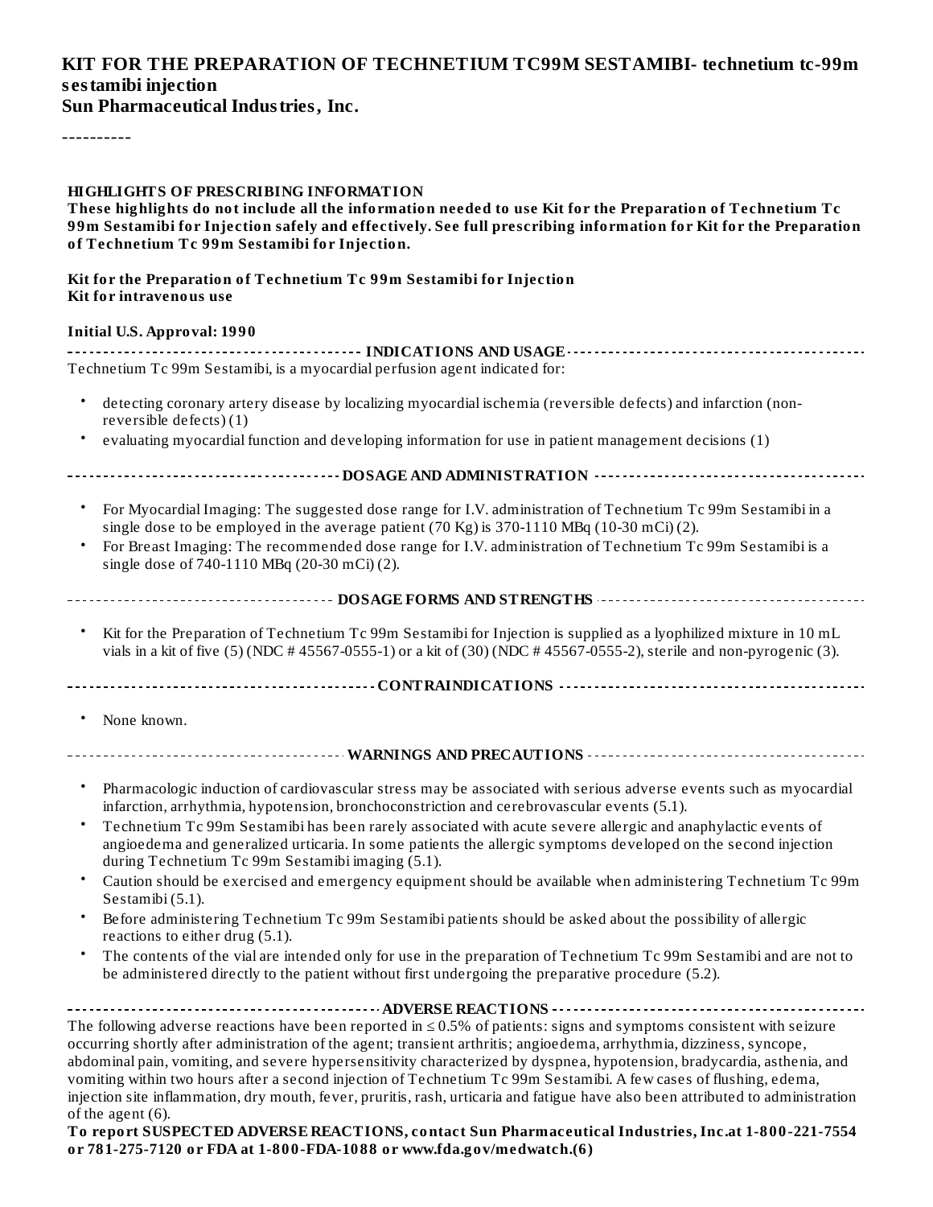**KIT FOR THE PREPARATION OF TECHNETIUM TC99M SESTAMIBI- technetium tc-99m sestamibi injection**
**Sun Pharmaceutical Industries, Inc.**

----------

**HIGHLIGHTS OF PRESCRIBING INFORMATION**
**These highlights do not include all the information needed to use Kit for the Preparation of Technetium Tc 99m Sestamibi for Injection safely and effectively. See full prescribing information for Kit for the Preparation of Technetium Tc 99m Sestamibi for Injection.**

**Kit for the Preparation of Technetium Tc 99m Sestamibi for Injection**
**Kit for intravenous use**

**Initial U.S. Approval: 1990**

**INDICATIONS AND USAGE**

Technetium Tc 99m Sestamibi, is a myocardial perfusion agent indicated for:

- detecting coronary artery disease by localizing myocardial ischemia (reversible defects) and infarction (non-reversible defects) (1)
- evaluating myocardial function and developing information for use in patient management decisions (1)

**DOSAGE AND ADMINISTRATION**

- For Myocardial Imaging: The suggested dose range for I.V. administration of Technetium Tc 99m Sestamibi in a single dose to be employed in the average patient (70 Kg) is 370-1110 MBq (10-30 mCi) (2).
- For Breast Imaging: The recommended dose range for I.V. administration of Technetium Tc 99m Sestamibi is a single dose of 740-1110 MBq (20-30 mCi) (2).

**DOSAGE FORMS AND STRENGTHS**

- Kit for the Preparation of Technetium Tc 99m Sestamibi for Injection is supplied as a lyophilized mixture in 10 mL vials in a kit of five (5) (NDC # 45567-0555-1) or a kit of (30) (NDC # 45567-0555-2), sterile and non-pyrogenic (3).

**CONTRAINDICATIONS**

- None known.

**WARNINGS AND PRECAUTIONS**

- Pharmacologic induction of cardiovascular stress may be associated with serious adverse events such as myocardial infarction, arrhythmia, hypotension, bronchoconstriction and cerebrovascular events (5.1).
- Technetium Tc 99m Sestamibi has been rarely associated with acute severe allergic and anaphylactic events of angioedema and generalized urticaria. In some patients the allergic symptoms developed on the second injection during Technetium Tc 99m Sestamibi imaging (5.1).
- Caution should be exercised and emergency equipment should be available when administering Technetium Tc 99m Sestamibi (5.1).
- Before administering Technetium Tc 99m Sestamibi patients should be asked about the possibility of allergic reactions to either drug (5.1).
- The contents of the vial are intended only for use in the preparation of Technetium Tc 99m Sestamibi and are not to be administered directly to the patient without first undergoing the preparative procedure (5.2).

**ADVERSE REACTIONS**

The following adverse reactions have been reported in ≤ 0.5% of patients: signs and symptoms consistent with seizure occurring shortly after administration of the agent; transient arthritis; angioedema, arrhythmia, dizziness, syncope, abdominal pain, vomiting, and severe hypersensitivity characterized by dyspnea, hypotension, bradycardia, asthenia, and vomiting within two hours after a second injection of Technetium Tc 99m Sestamibi. A few cases of flushing, edema, injection site inflammation, dry mouth, fever, pruritis, rash, urticaria and fatigue have also been attributed to administration of the agent (6).

**To report SUSPECTED ADVERSE REACTIONS, contact Sun Pharmaceutical Industries, Inc.at 1-800-221-7554 or 781-275-7120 or FDA at 1-800-FDA-1088 or www.fda.gov/medwatch.(6)**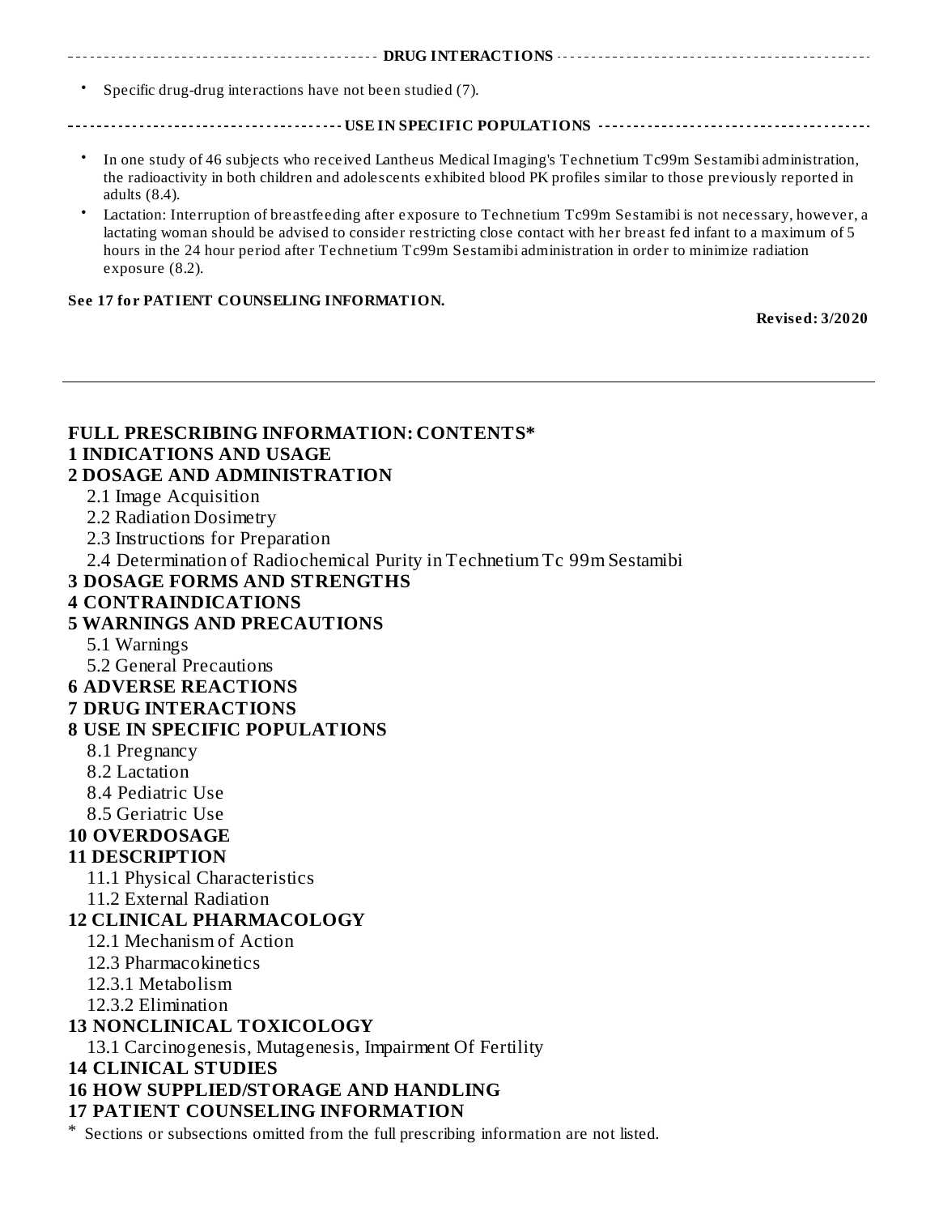## DRUG INTERACTIONS

- Specific drug-drug interactions have not been studied (7).

## USE IN SPECIFIC POPULATIONS

- In one study of 46 subjects who received Lantheus Medical Imaging's Technetium Tc99m Sestamibi administration, the radioactivity in both children and adolescents exhibited blood PK profiles similar to those previously reported in adults (8.4).
- Lactation: Interruption of breastfeeding after exposure to Technetium Tc99m Sestamibi is not necessary, however, a lactating woman should be advised to consider restricting close contact with her breast fed infant to a maximum of 5 hours in the 24 hour period after Technetium Tc99m Sestamibi administration in order to minimize radiation exposure (8.2).

**See 17 for PATIENT COUNSELING INFORMATION.**

**Revised: 3/2020**

---

## FULL PRESCRIBING INFORMATION: CONTENTS*

**1 INDICATIONS AND USAGE**

**2 DOSAGE AND ADMINISTRATION**

- 2.1 Image Acquisition
- 2.2 Radiation Dosimetry
- 2.3 Instructions for Preparation
- 2.4 Determination of Radiochemical Purity in Technetium Tc 99m Sestamibi

**3 DOSAGE FORMS AND STRENGTHS**

**4 CONTRAINDICATIONS**

**5 WARNINGS AND PRECAUTIONS**

- 5.1 Warnings
- 5.2 General Precautions

**6 ADVERSE REACTIONS**

**7 DRUG INTERACTIONS**

**8 USE IN SPECIFIC POPULATIONS**

- 8.1 Pregnancy
- 8.2 Lactation
- 8.4 Pediatric Use
- 8.5 Geriatric Use

**10 OVERDOSAGE**

**11 DESCRIPTION**

- 11.1 Physical Characteristics
- 11.2 External Radiation

**12 CLINICAL PHARMACOLOGY**

- 12.1 Mechanism of Action
- 12.3 Pharmacokinetics
- 12.3.1 Metabolism
- 12.3.2 Elimination

**13 NONCLINICAL TOXICOLOGY**

- 13.1 Carcinogenesis, Mutagenesis, Impairment Of Fertility

**14 CLINICAL STUDIES**

**16 HOW SUPPLIED/STORAGE AND HANDLING**

**17 PATIENT COUNSELING INFORMATION**

\* Sections or subsections omitted from the full prescribing information are not listed.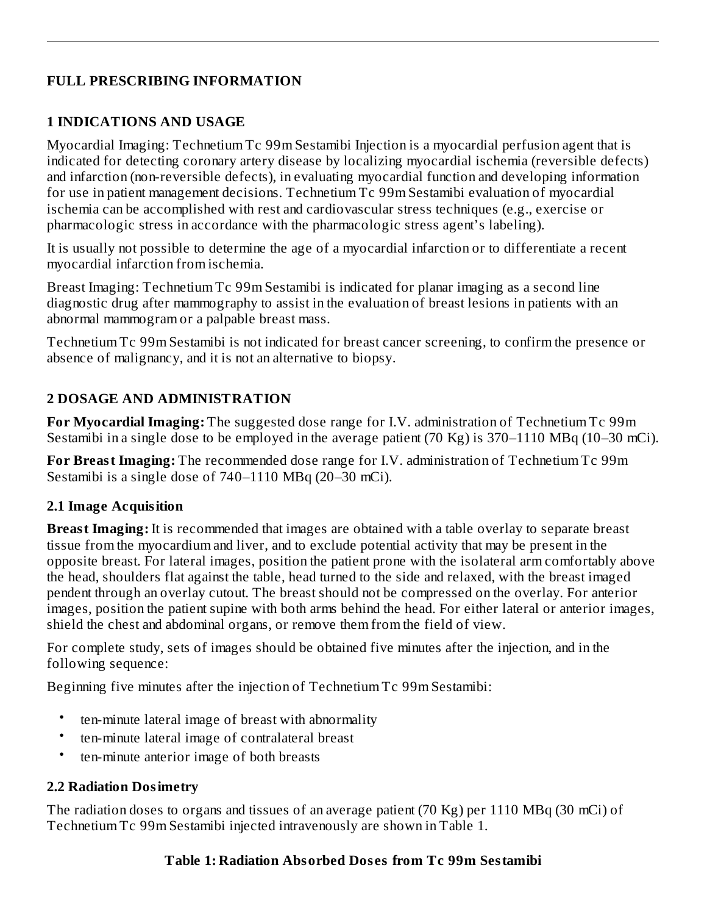# FULL PRESCRIBING INFORMATION

## 1 INDICATIONS AND USAGE

Myocardial Imaging: Technetium Tc 99m Sestamibi Injection is a myocardial perfusion agent that is indicated for detecting coronary artery disease by localizing myocardial ischemia (reversible defects) and infarction (non-reversible defects), in evaluating myocardial function and developing information for use in patient management decisions. Technetium Tc 99m Sestamibi evaluation of myocardial ischemia can be accomplished with rest and cardiovascular stress techniques (e.g., exercise or pharmacologic stress in accordance with the pharmacologic stress agent's labeling).

It is usually not possible to determine the age of a myocardial infarction or to differentiate a recent myocardial infarction from ischemia.

Breast Imaging: Technetium Tc 99m Sestamibi is indicated for planar imaging as a second line diagnostic drug after mammography to assist in the evaluation of breast lesions in patients with an abnormal mammogram or a palpable breast mass.

Technetium Tc 99m Sestamibi is not indicated for breast cancer screening, to confirm the presence or absence of malignancy, and it is not an alternative to biopsy.

## 2 DOSAGE AND ADMINISTRATION

**For Myocardial Imaging:** The suggested dose range for I.V. administration of Technetium Tc 99m Sestamibi in a single dose to be employed in the average patient (70 Kg) is 370–1110 MBq (10–30 mCi).

**For Breast Imaging:** The recommended dose range for I.V. administration of Technetium Tc 99m Sestamibi is a single dose of 740–1110 MBq (20–30 mCi).

### 2.1 Image Acquisition

**Breast Imaging:** It is recommended that images are obtained with a table overlay to separate breast tissue from the myocardium and liver, and to exclude potential activity that may be present in the opposite breast. For lateral images, position the patient prone with the isolateral arm comfortably above the head, shoulders flat against the table, head turned to the side and relaxed, with the breast imaged pendent through an overlay cutout. The breast should not be compressed on the overlay. For anterior images, position the patient supine with both arms behind the head. For either lateral or anterior images, shield the chest and abdominal organs, or remove them from the field of view.

For complete study, sets of images should be obtained five minutes after the injection, and in the following sequence:

Beginning five minutes after the injection of Technetium Tc 99m Sestamibi:

- ten-minute lateral image of breast with abnormality
- ten-minute lateral image of contralateral breast
- ten-minute anterior image of both breasts

### 2.2 Radiation Dosimetry

The radiation doses to organs and tissues of an average patient (70 Kg) per 1110 MBq (30 mCi) of Technetium Tc 99m Sestamibi injected intravenously are shown in Table 1.

**Table 1: Radiation Absorbed Doses from Tc 99m Sestamibi**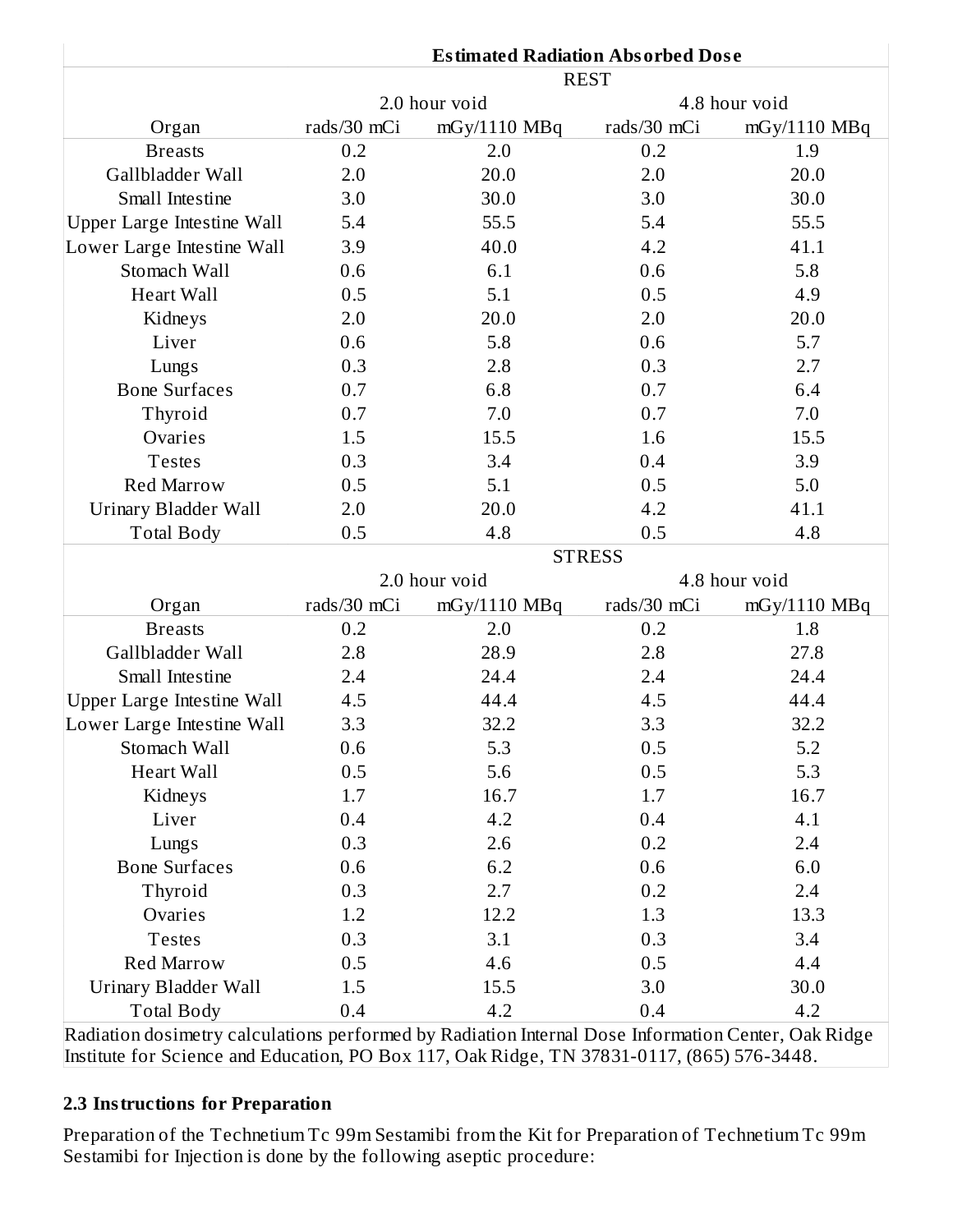| | Estimated Radiation Absorbed Dose | | | |
|---|---|---|---|---|
| | REST | | | |
| | 2.0 hour void | | 4.8 hour void | |
| Organ | rads/30 mCi | mGy/1110 MBq | rads/30 mCi | mGy/1110 MBq |
| Breasts | 0.2 | 2.0 | 0.2 | 1.9 |
| Gallbladder Wall | 2.0 | 20.0 | 2.0 | 20.0 |
| Small Intestine | 3.0 | 30.0 | 3.0 | 30.0 |
| Upper Large Intestine Wall | 5.4 | 55.5 | 5.4 | 55.5 |
| Lower Large Intestine Wall | 3.9 | 40.0 | 4.2 | 41.1 |
| Stomach Wall | 0.6 | 6.1 | 0.6 | 5.8 |
| Heart Wall | 0.5 | 5.1 | 0.5 | 4.9 |
| Kidneys | 2.0 | 20.0 | 2.0 | 20.0 |
| Liver | 0.6 | 5.8 | 0.6 | 5.7 |
| Lungs | 0.3 | 2.8 | 0.3 | 2.7 |
| Bone Surfaces | 0.7 | 6.8 | 0.7 | 6.4 |
| Thyroid | 0.7 | 7.0 | 0.7 | 7.0 |
| Ovaries | 1.5 | 15.5 | 1.6 | 15.5 |
| Testes | 0.3 | 3.4 | 0.4 | 3.9 |
| Red Marrow | 0.5 | 5.1 | 0.5 | 5.0 |
| Urinary Bladder Wall | 2.0 | 20.0 | 4.2 | 41.1 |
| Total Body | 0.5 | 4.8 | 0.5 | 4.8 |
| | STRESS | | | |
| | 2.0 hour void | | 4.8 hour void | |
| Organ | rads/30 mCi | mGy/1110 MBq | rads/30 mCi | mGy/1110 MBq |
| Breasts | 0.2 | 2.0 | 0.2 | 1.8 |
| Gallbladder Wall | 2.8 | 28.9 | 2.8 | 27.8 |
| Small Intestine | 2.4 | 24.4 | 2.4 | 24.4 |
| Upper Large Intestine Wall | 4.5 | 44.4 | 4.5 | 44.4 |
| Lower Large Intestine Wall | 3.3 | 32.2 | 3.3 | 32.2 |
| Stomach Wall | 0.6 | 5.3 | 0.5 | 5.2 |
| Heart Wall | 0.5 | 5.6 | 0.5 | 5.3 |
| Kidneys | 1.7 | 16.7 | 1.7 | 16.7 |
| Liver | 0.4 | 4.2 | 0.4 | 4.1 |
| Lungs | 0.3 | 2.6 | 0.2 | 2.4 |
| Bone Surfaces | 0.6 | 6.2 | 0.6 | 6.0 |
| Thyroid | 0.3 | 2.7 | 0.2 | 2.4 |
| Ovaries | 1.2 | 12.2 | 1.3 | 13.3 |
| Testes | 0.3 | 3.1 | 0.3 | 3.4 |
| Red Marrow | 0.5 | 4.6 | 0.5 | 4.4 |
| Urinary Bladder Wall | 1.5 | 15.5 | 3.0 | 30.0 |
| Total Body | 0.4 | 4.2 | 0.4 | 4.2 |

Radiation dosimetry calculations performed by Radiation Internal Dose Information Center, Oak Ridge Institute for Science and Education, PO Box 117, Oak Ridge, TN 37831-0117, (865) 576-3448.

### 2.3 Instructions for Preparation

Preparation of the Technetium Tc 99m Sestamibi from the Kit for Preparation of Technetium Tc 99m Sestamibi for Injection is done by the following aseptic procedure: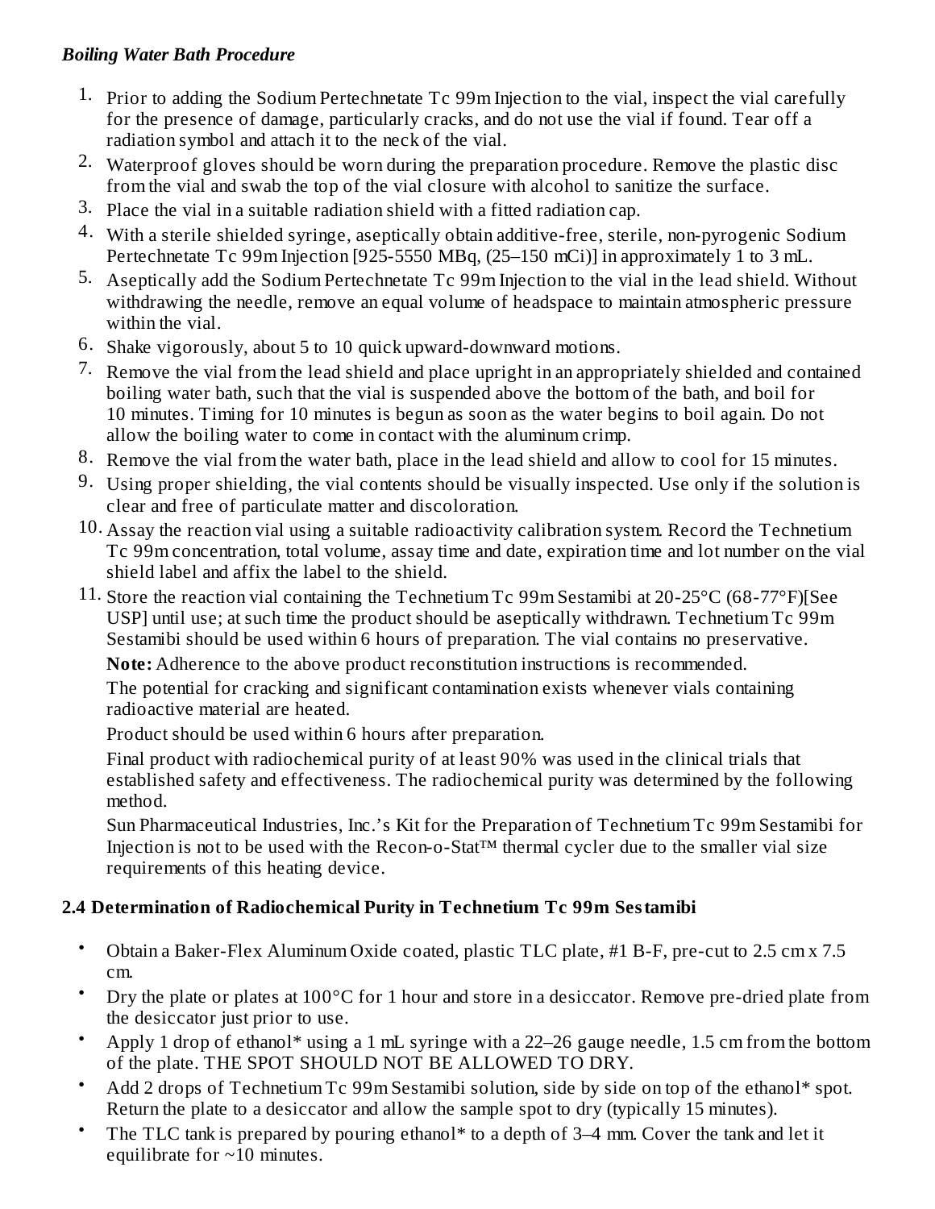*Boiling Water Bath Procedure*

1. Prior to adding the Sodium Pertechnetate Tc 99m Injection to the vial, inspect the vial carefully for the presence of damage, particularly cracks, and do not use the vial if found. Tear off a radiation symbol and attach it to the neck of the vial.
2. Waterproof gloves should be worn during the preparation procedure. Remove the plastic disc from the vial and swab the top of the vial closure with alcohol to sanitize the surface.
3. Place the vial in a suitable radiation shield with a fitted radiation cap.
4. With a sterile shielded syringe, aseptically obtain additive-free, sterile, non-pyrogenic Sodium Pertechnetate Tc 99m Injection [925-5550 MBq, (25–150 mCi)] in approximately 1 to 3 mL.
5. Aseptically add the Sodium Pertechnetate Tc 99m Injection to the vial in the lead shield. Without withdrawing the needle, remove an equal volume of headspace to maintain atmospheric pressure within the vial.
6. Shake vigorously, about 5 to 10 quick upward-downward motions.
7. Remove the vial from the lead shield and place upright in an appropriately shielded and contained boiling water bath, such that the vial is suspended above the bottom of the bath, and boil for 10 minutes. Timing for 10 minutes is begun as soon as the water begins to boil again. Do not allow the boiling water to come in contact with the aluminum crimp.
8. Remove the vial from the water bath, place in the lead shield and allow to cool for 15 minutes.
9. Using proper shielding, the vial contents should be visually inspected. Use only if the solution is clear and free of particulate matter and discoloration.
10. Assay the reaction vial using a suitable radioactivity calibration system. Record the Technetium Tc 99m concentration, total volume, assay time and date, expiration time and lot number on the vial shield label and affix the label to the shield.
11. Store the reaction vial containing the Technetium Tc 99m Sestamibi at 20-25°C (68-77°F)[See USP] until use; at such time the product should be aseptically withdrawn. Technetium Tc 99m Sestamibi should be used within 6 hours of preparation. The vial contains no preservative.

    **Note:** Adherence to the above product reconstitution instructions is recommended.

    The potential for cracking and significant contamination exists whenever vials containing radioactive material are heated.

    Product should be used within 6 hours after preparation.

    Final product with radiochemical purity of at least 90% was used in the clinical trials that established safety and effectiveness. The radiochemical purity was determined by the following method.

    Sun Pharmaceutical Industries, Inc.'s Kit for the Preparation of Technetium Tc 99m Sestamibi for Injection is not to be used with the Recon-o-Stat™ thermal cycler due to the smaller vial size requirements of this heating device.

## 2.4 Determination of Radiochemical Purity in Technetium Tc 99m Sestamibi

- Obtain a Baker-Flex Aluminum Oxide coated, plastic TLC plate, #1 B-F, pre-cut to 2.5 cm x 7.5 cm.
- Dry the plate or plates at 100°C for 1 hour and store in a desiccator. Remove pre-dried plate from the desiccator just prior to use.
- Apply 1 drop of ethanol* using a 1 mL syringe with a 22–26 gauge needle, 1.5 cm from the bottom of the plate. THE SPOT SHOULD NOT BE ALLOWED TO DRY.
- Add 2 drops of Technetium Tc 99m Sestamibi solution, side by side on top of the ethanol* spot. Return the plate to a desiccator and allow the sample spot to dry (typically 15 minutes).
- The TLC tank is prepared by pouring ethanol* to a depth of 3–4 mm. Cover the tank and let it equilibrate for ~10 minutes.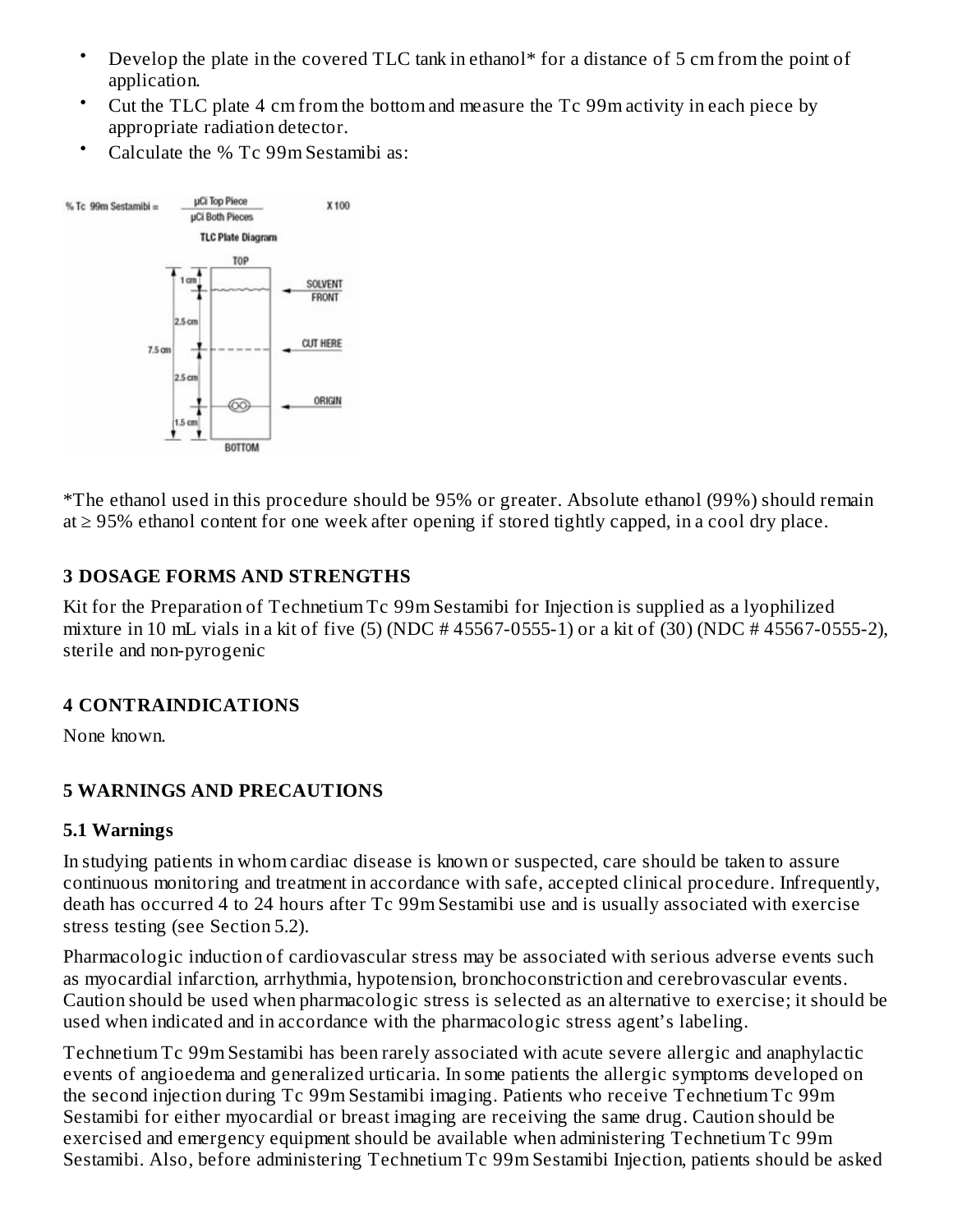- Develop the plate in the covered TLC tank in ethanol* for a distance of 5 cm from the point of application.
- Cut the TLC plate 4 cm from the bottom and measure the Tc 99m activity in each piece by appropriate radiation detector.
- Calculate the % Tc 99m Sestamibi as:

$$\% \text{ Tc 99m Sestamibi} = \frac{\mu\text{Ci Top Piece}}{\mu\text{Ci Both Pieces}} \times 100$$

TLC Plate Diagram

TOP

1 cm

SOLVENT FRONT

2.5 cm

CUT HERE

7.5 cm

2.5 cm

ORIGIN

1.5 cm

BOTTOM

*The ethanol used in this procedure should be 95% or greater. Absolute ethanol (99%) should remain at ≥ 95% ethanol content for one week after opening if stored tightly capped, in a cool dry place.

## 3 DOSAGE FORMS AND STRENGTHS

Kit for the Preparation of Technetium Tc 99m Sestamibi for Injection is supplied as a lyophilized mixture in 10 mL vials in a kit of five (5) (NDC # 45567-0555-1) or a kit of (30) (NDC # 45567-0555-2), sterile and non-pyrogenic

## 4 CONTRAINDICATIONS

None known.

## 5 WARNINGS AND PRECAUTIONS

### 5.1 Warnings

In studying patients in whom cardiac disease is known or suspected, care should be taken to assure continuous monitoring and treatment in accordance with safe, accepted clinical procedure. Infrequently, death has occurred 4 to 24 hours after Tc 99m Sestamibi use and is usually associated with exercise stress testing (see Section 5.2).

Pharmacologic induction of cardiovascular stress may be associated with serious adverse events such as myocardial infarction, arrhythmia, hypotension, bronchoconstriction and cerebrovascular events. Caution should be used when pharmacologic stress is selected as an alternative to exercise; it should be used when indicated and in accordance with the pharmacologic stress agent's labeling.

Technetium Tc 99m Sestamibi has been rarely associated with acute severe allergic and anaphylactic events of angioedema and generalized urticaria. In some patients the allergic symptoms developed on the second injection during Tc 99m Sestamibi imaging. Patients who receive Technetium Tc 99m Sestamibi for either myocardial or breast imaging are receiving the same drug. Caution should be exercised and emergency equipment should be available when administering Technetium Tc 99m Sestamibi. Also, before administering Technetium Tc 99m Sestamibi Injection, patients should be asked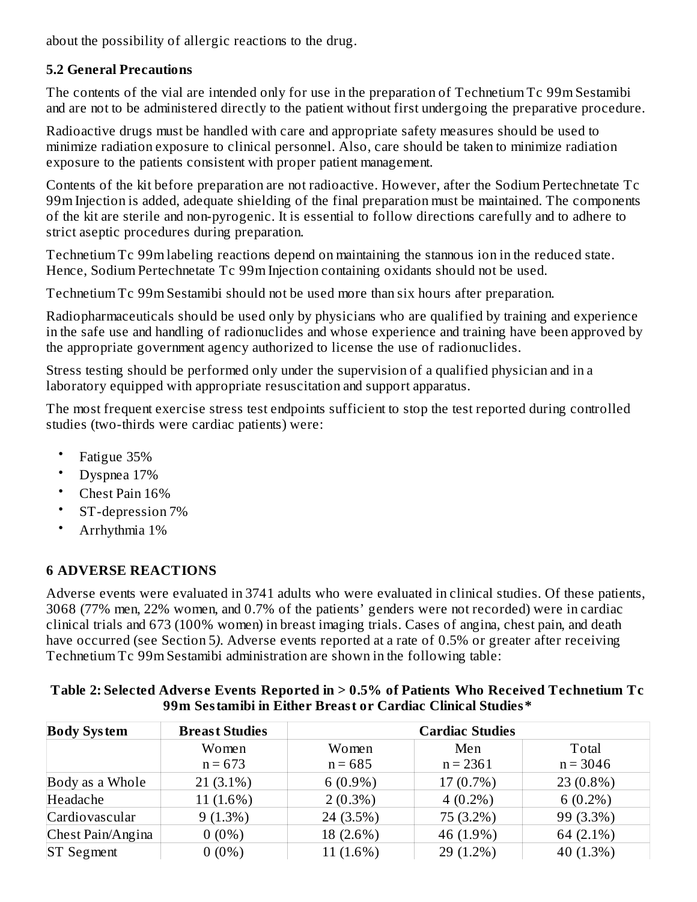about the possibility of allergic reactions to the drug.

### 5.2 General Precautions

The contents of the vial are intended only for use in the preparation of Technetium Tc 99m Sestamibi and are not to be administered directly to the patient without first undergoing the preparative procedure.

Radioactive drugs must be handled with care and appropriate safety measures should be used to minimize radiation exposure to clinical personnel. Also, care should be taken to minimize radiation exposure to the patients consistent with proper patient management.

Contents of the kit before preparation are not radioactive. However, after the Sodium Pertechnetate Tc 99m Injection is added, adequate shielding of the final preparation must be maintained. The components of the kit are sterile and non-pyrogenic. It is essential to follow directions carefully and to adhere to strict aseptic procedures during preparation.

Technetium Tc 99m labeling reactions depend on maintaining the stannous ion in the reduced state. Hence, Sodium Pertechnetate Tc 99m Injection containing oxidants should not be used.

Technetium Tc 99m Sestamibi should not be used more than six hours after preparation.

Radiopharmaceuticals should be used only by physicians who are qualified by training and experience in the safe use and handling of radionuclides and whose experience and training have been approved by the appropriate government agency authorized to license the use of radionuclides.

Stress testing should be performed only under the supervision of a qualified physician and in a laboratory equipped with appropriate resuscitation and support apparatus.

The most frequent exercise stress test endpoints sufficient to stop the test reported during controlled studies (two-thirds were cardiac patients) were:

- Fatigue 35%
- Dyspnea 17%
- Chest Pain 16%
- ST-depression 7%
- Arrhythmia 1%

## 6 ADVERSE REACTIONS

Adverse events were evaluated in 3741 adults who were evaluated in clinical studies. Of these patients, 3068 (77% men, 22% women, and 0.7% of the patients' genders were not recorded) were in cardiac clinical trials and 673 (100% women) in breast imaging trials. Cases of angina, chest pain, and death have occurred (see Section 5). Adverse events reported at a rate of 0.5% or greater after receiving Technetium Tc 99m Sestamibi administration are shown in the following table:

**Table 2: Selected Adverse Events Reported in > 0.5% of Patients Who Received Technetium Tc 99m Sestamibi in Either Breast or Cardiac Clinical Studies***

| Body System | Breast Studies | Cardiac Studies | | |
|---|---|---|---|---|
| | Women<br>n = 673 | Women<br>n = 685 | Men<br>n = 2361 | Total<br>n = 3046 |
| Body as a Whole | 21 (3.1%) | 6 (0.9%) | 17 (0.7%) | 23 (0.8%) |
| Headache | 11 (1.6%) | 2 (0.3%) | 4 (0.2%) | 6 (0.2%) |
| Cardiovascular | 9 (1.3%) | 24 (3.5%) | 75 (3.2%) | 99 (3.3%) |
| Chest Pain/Angina | 0 (0%) | 18 (2.6%) | 46 (1.9%) | 64 (2.1%) |
| ST Segment | 0 (0%) | 11 (1.6%) | 29 (1.2%) | 40 (1.3%) |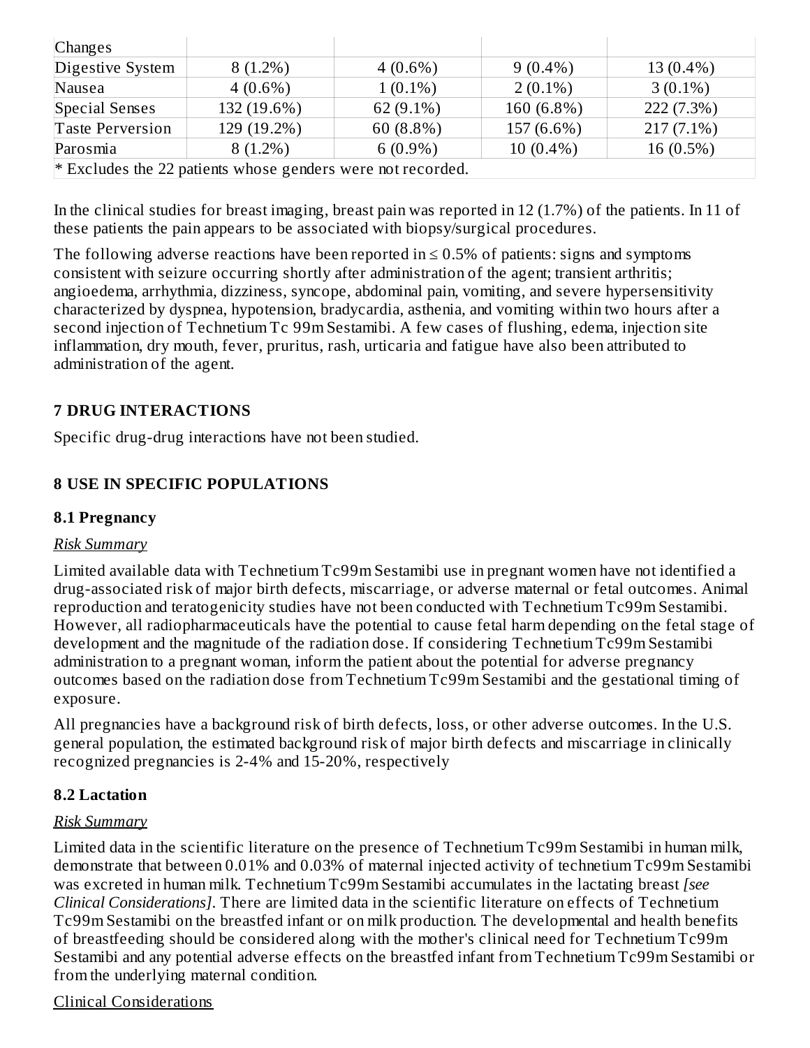| | | | | |
|---|---|---|---|---|
| Changes | | | | |
| Digestive System | 8 (1.2%) | 4 (0.6%) | 9 (0.4%) | 13 (0.4%) |
| Nausea | 4 (0.6%) | 1 (0.1%) | 2 (0.1%) | 3 (0.1%) |
| Special Senses | 132 (19.6%) | 62 (9.1%) | 160 (6.8%) | 222 (7.3%) |
| Taste Perversion | 129 (19.2%) | 60 (8.8%) | 157 (6.6%) | 217 (7.1%) |
| Parosmia | 8 (1.2%) | 6 (0.9%) | 10 (0.4%) | 16 (0.5%) |
| * Excludes the 22 patients whose genders were not recorded. | | | | |

In the clinical studies for breast imaging, breast pain was reported in 12 (1.7%) of the patients. In 11 of these patients the pain appears to be associated with biopsy/surgical procedures.

The following adverse reactions have been reported in ≤ 0.5% of patients: signs and symptoms consistent with seizure occurring shortly after administration of the agent; transient arthritis; angioedema, arrhythmia, dizziness, syncope, abdominal pain, vomiting, and severe hypersensitivity characterized by dyspnea, hypotension, bradycardia, asthenia, and vomiting within two hours after a second injection of Technetium Tc 99m Sestamibi. A few cases of flushing, edema, injection site inflammation, dry mouth, fever, pruritus, rash, urticaria and fatigue have also been attributed to administration of the agent.

## 7 DRUG INTERACTIONS

Specific drug-drug interactions have not been studied.

## 8 USE IN SPECIFIC POPULATIONS

### 8.1 Pregnancy

_Risk Summary_

Limited available data with Technetium Tc99m Sestamibi use in pregnant women have not identified a drug-associated risk of major birth defects, miscarriage, or adverse maternal or fetal outcomes. Animal reproduction and teratogenicity studies have not been conducted with Technetium Tc99m Sestamibi. However, all radiopharmaceuticals have the potential to cause fetal harm depending on the fetal stage of development and the magnitude of the radiation dose. If considering Technetium Tc99m Sestamibi administration to a pregnant woman, inform the patient about the potential for adverse pregnancy outcomes based on the radiation dose from Technetium Tc99m Sestamibi and the gestational timing of exposure.

All pregnancies have a background risk of birth defects, loss, or other adverse outcomes. In the U.S. general population, the estimated background risk of major birth defects and miscarriage in clinically recognized pregnancies is 2-4% and 15-20%, respectively

### 8.2 Lactation

_Risk Summary_

Limited data in the scientific literature on the presence of Technetium Tc99m Sestamibi in human milk, demonstrate that between 0.01% and 0.03% of maternal injected activity of technetium Tc99m Sestamibi was excreted in human milk. Technetium Tc99m Sestamibi accumulates in the lactating breast *[see Clinical Considerations]*. There are limited data in the scientific literature on effects of Technetium Tc99m Sestamibi on the breastfed infant or on milk production. The developmental and health benefits of breastfeeding should be considered along with the mother's clinical need for Technetium Tc99m Sestamibi and any potential adverse effects on the breastfed infant from Technetium Tc99m Sestamibi or from the underlying maternal condition.

Clinical Considerations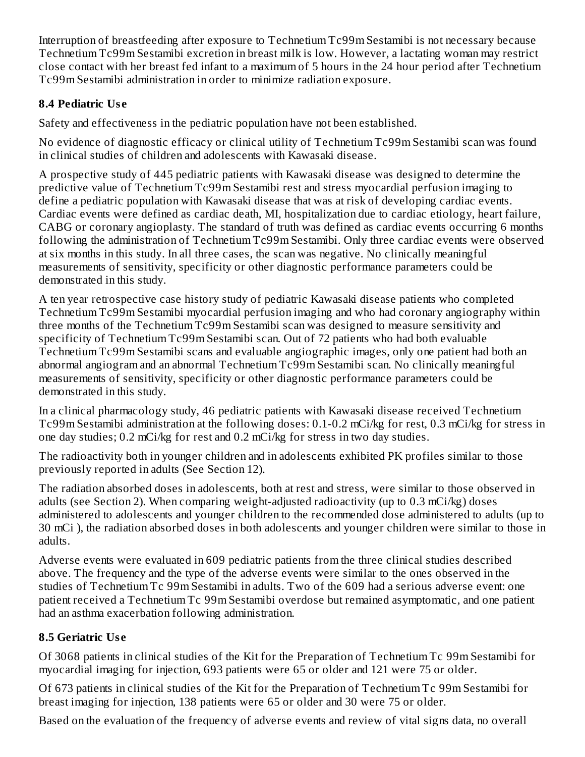Interruption of breastfeeding after exposure to Technetium Tc99m Sestamibi is not necessary because Technetium Tc99m Sestamibi excretion in breast milk is low. However, a lactating woman may restrict close contact with her breast fed infant to a maximum of 5 hours in the 24 hour period after Technetium Tc99m Sestamibi administration in order to minimize radiation exposure.

### 8.4 Pediatric Use

Safety and effectiveness in the pediatric population have not been established.

No evidence of diagnostic efficacy or clinical utility of Technetium Tc99m Sestamibi scan was found in clinical studies of children and adolescents with Kawasaki disease.

A prospective study of 445 pediatric patients with Kawasaki disease was designed to determine the predictive value of Technetium Tc99m Sestamibi rest and stress myocardial perfusion imaging to define a pediatric population with Kawasaki disease that was at risk of developing cardiac events. Cardiac events were defined as cardiac death, MI, hospitalization due to cardiac etiology, heart failure, CABG or coronary angioplasty. The standard of truth was defined as cardiac events occurring 6 months following the administration of Technetium Tc99m Sestamibi. Only three cardiac events were observed at six months in this study. In all three cases, the scan was negative. No clinically meaningful measurements of sensitivity, specificity or other diagnostic performance parameters could be demonstrated in this study.

A ten year retrospective case history study of pediatric Kawasaki disease patients who completed Technetium Tc99m Sestamibi myocardial perfusion imaging and who had coronary angiography within three months of the Technetium Tc99m Sestamibi scan was designed to measure sensitivity and specificity of Technetium Tc99m Sestamibi scan. Out of 72 patients who had both evaluable Technetium Tc99m Sestamibi scans and evaluable angiographic images, only one patient had both an abnormal angiogram and an abnormal Technetium Tc99m Sestamibi scan. No clinically meaningful measurements of sensitivity, specificity or other diagnostic performance parameters could be demonstrated in this study.

In a clinical pharmacology study, 46 pediatric patients with Kawasaki disease received Technetium Tc99m Sestamibi administration at the following doses: 0.1-0.2 mCi/kg for rest, 0.3 mCi/kg for stress in one day studies; 0.2 mCi/kg for rest and 0.2 mCi/kg for stress in two day studies.

The radioactivity both in younger children and in adolescents exhibited PK profiles similar to those previously reported in adults (See Section 12).

The radiation absorbed doses in adolescents, both at rest and stress, were similar to those observed in adults (see Section 2). When comparing weight-adjusted radioactivity (up to 0.3 mCi/kg) doses administered to adolescents and younger children to the recommended dose administered to adults (up to 30 mCi ), the radiation absorbed doses in both adolescents and younger children were similar to those in adults.

Adverse events were evaluated in 609 pediatric patients from the three clinical studies described above. The frequency and the type of the adverse events were similar to the ones observed in the studies of Technetium Tc 99m Sestamibi in adults. Two of the 609 had a serious adverse event: one patient received a Technetium Tc 99m Sestamibi overdose but remained asymptomatic, and one patient had an asthma exacerbation following administration.

### 8.5 Geriatric Use

Of 3068 patients in clinical studies of the Kit for the Preparation of Technetium Tc 99m Sestamibi for myocardial imaging for injection, 693 patients were 65 or older and 121 were 75 or older.

Of 673 patients in clinical studies of the Kit for the Preparation of Technetium Tc 99m Sestamibi for breast imaging for injection, 138 patients were 65 or older and 30 were 75 or older.

Based on the evaluation of the frequency of adverse events and review of vital signs data, no overall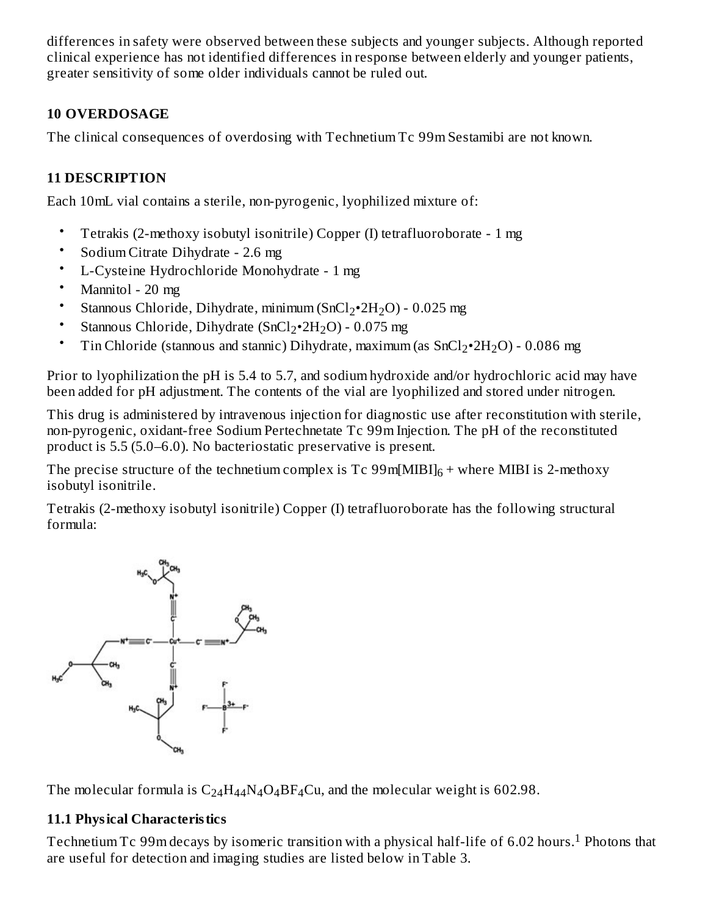differences in safety were observed between these subjects and younger subjects. Although reported clinical experience has not identified differences in response between elderly and younger patients, greater sensitivity of some older individuals cannot be ruled out.

## 10 OVERDOSAGE

The clinical consequences of overdosing with Technetium Tc 99m Sestamibi are not known.

## 11 DESCRIPTION

Each 10mL vial contains a sterile, non-pyrogenic, lyophilized mixture of:

- Tetrakis (2-methoxy isobutyl isonitrile) Copper (I) tetrafluoroborate - 1 mg
- Sodium Citrate Dihydrate - 2.6 mg
- L-Cysteine Hydrochloride Monohydrate - 1 mg
- Mannitol - 20 mg
- Stannous Chloride, Dihydrate, minimum ($SnCl_2 \cdot 2H_2O$) - 0.025 mg
- Stannous Chloride, Dihydrate ($SnCl_2 \cdot 2H_2O$) - 0.075 mg
- Tin Chloride (stannous and stannic) Dihydrate, maximum (as $SnCl_2 \cdot 2H_2O$) - 0.086 mg

Prior to lyophilization the pH is 5.4 to 5.7, and sodium hydroxide and/or hydrochloric acid may have been added for pH adjustment. The contents of the vial are lyophilized and stored under nitrogen.

This drug is administered by intravenous injection for diagnostic use after reconstitution with sterile, non-pyrogenic, oxidant-free Sodium Pertechnetate Tc 99m Injection. The pH of the reconstituted product is 5.5 (5.0–6.0). No bacteriostatic preservative is present.

The precise structure of the technetium complex is Tc 99m$[MIBI]_6$ + where MIBI is 2-methoxy isobutyl isonitrile.

Tetrakis (2-methoxy isobutyl isonitrile) Copper (I) tetrafluoroborate has the following structural formula:

The molecular formula is $C_{24}H_{44}N_4O_4BF_4Cu$, and the molecular weight is 602.98.

### 11.1 Physical Characteristics

Technetium Tc 99m decays by isomeric transition with a physical half-life of 6.02 hours.[1] Photons that are useful for detection and imaging studies are listed below in Table 3.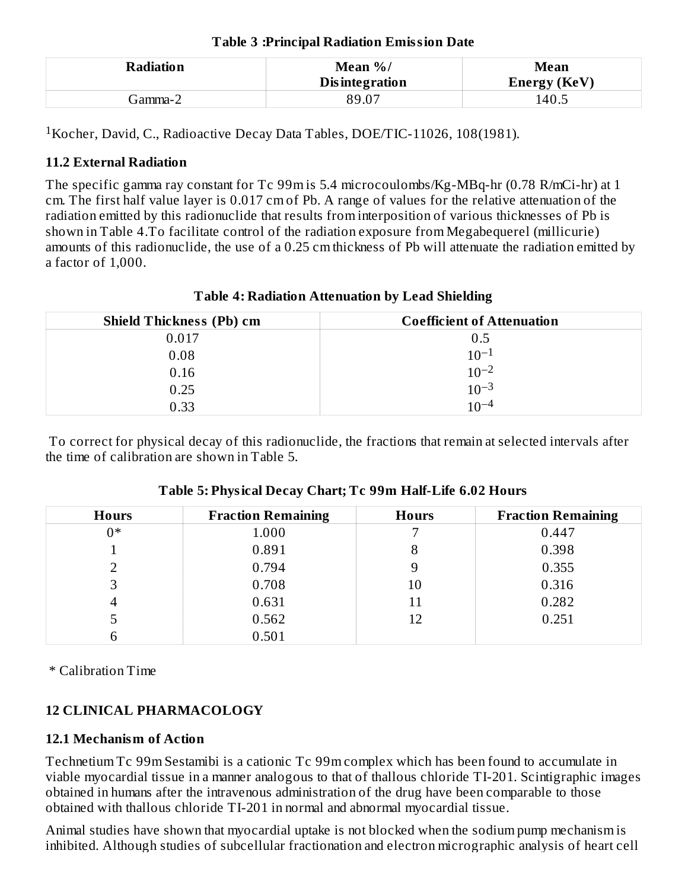**Table 3 :Principal Radiation Emission Date**

| Radiation | Mean %/ Disintegration | Mean Energy (KeV) |
|---|---|---|
| Gamma-2 | 89.07 | 140.5 |

[1]Kocher, David, C., Radioactive Decay Data Tables, DOE/TIC-11026, 108(1981).

### 11.2 External Radiation

The specific gamma ray constant for Tc 99m is 5.4 microcoulombs/Kg-MBq-hr (0.78 R/mCi-hr) at 1 cm. The first half value layer is 0.017 cm of Pb. A range of values for the relative attenuation of the radiation emitted by this radionuclide that results from interposition of various thicknesses of Pb is shown in Table 4.To facilitate control of the radiation exposure from Megabequerel (millicurie) amounts of this radionuclide, the use of a 0.25 cm thickness of Pb will attenuate the radiation emitted by a factor of 1,000.

**Table 4: Radiation Attenuation by Lead Shielding**

| Shield Thickness (Pb) cm | Coefficient of Attenuation |
|---|---|
| 0.017 | 0.5 |
| 0.08 | $10^{-1}$ |
| 0.16 | $10^{-2}$ |
| 0.25 | $10^{-3}$ |
| 0.33 | $10^{-4}$ |

To correct for physical decay of this radionuclide, the fractions that remain at selected intervals after the time of calibration are shown in Table 5.

**Table 5: Physical Decay Chart; Tc 99m Half-Life 6.02 Hours**

| Hours | Fraction Remaining | Hours | Fraction Remaining |
|---|---|---|---|
| 0* | 1.000 | 7 | 0.447 |
| 1 | 0.891 | 8 | 0.398 |
| 2 | 0.794 | 9 | 0.355 |
| 3 | 0.708 | 10 | 0.316 |
| 4 | 0.631 | 11 | 0.282 |
| 5 | 0.562 | 12 | 0.251 |
| 6 | 0.501 | | |

\* Calibration Time

## 12 CLINICAL PHARMACOLOGY

### 12.1 Mechanism of Action

Technetium Tc 99m Sestamibi is a cationic Tc 99m complex which has been found to accumulate in viable myocardial tissue in a manner analogous to that of thallous chloride TI-201. Scintigraphic images obtained in humans after the intravenous administration of the drug have been comparable to those obtained with thallous chloride TI-201 in normal and abnormal myocardial tissue.

Animal studies have shown that myocardial uptake is not blocked when the sodium pump mechanism is inhibited. Although studies of subcellular fractionation and electron micrographic analysis of heart cell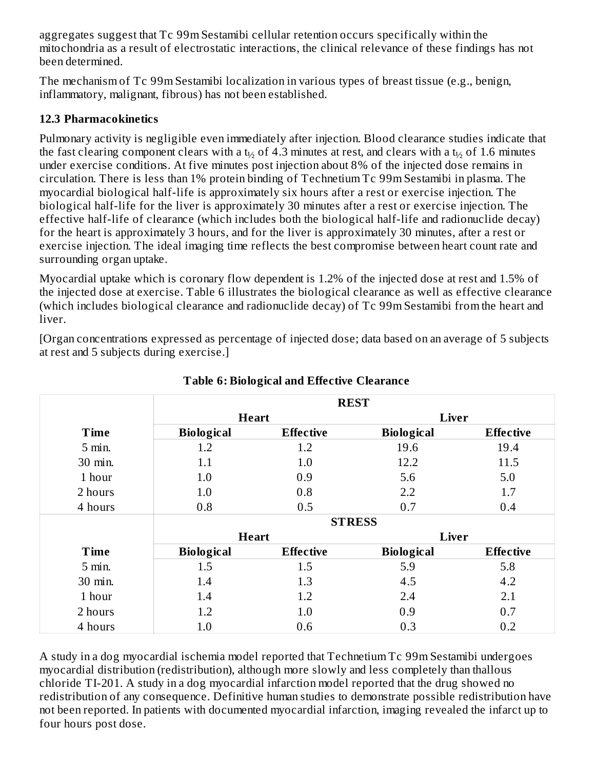aggregates suggest that Tc 99m Sestamibi cellular retention occurs specifically within the mitochondria as a result of electrostatic interactions, the clinical relevance of these findings has not been determined.

The mechanism of Tc 99m Sestamibi localization in various types of breast tissue (e.g., benign, inflammatory, malignant, fibrous) has not been established.

### 12.3 Pharmacokinetics

Pulmonary activity is negligible even immediately after injection. Blood clearance studies indicate that the fast clearing component clears with a $t_{½}$ of 4.3 minutes at rest, and clears with a $t_{½}$ of 1.6 minutes under exercise conditions. At five minutes post injection about 8% of the injected dose remains in circulation. There is less than 1% protein binding of Technetium Tc 99m Sestamibi in plasma. The myocardial biological half-life is approximately six hours after a rest or exercise injection. The biological half-life for the liver is approximately 30 minutes after a rest or exercise injection. The effective half-life of clearance (which includes both the biological half-life and radionuclide decay) for the heart is approximately 3 hours, and for the liver is approximately 30 minutes, after a rest or exercise injection. The ideal imaging time reflects the best compromise between heart count rate and surrounding organ uptake.

Myocardial uptake which is coronary flow dependent is 1.2% of the injected dose at rest and 1.5% of the injected dose at exercise. Table 6 illustrates the biological clearance as well as effective clearance (which includes biological clearance and radionuclide decay) of Tc 99m Sestamibi from the heart and liver.

[Organ concentrations expressed as percentage of injected dose; data based on an average of 5 subjects at rest and 5 subjects during exercise.]

**Table 6: Biological and Effective Clearance**

| | **REST** | | | |
|---|---|---|---|---|
| | **Heart** | | **Liver** | |
| **Time** | **Biological** | **Effective** | **Biological** | **Effective** |
| 5 min. | 1.2 | 1.2 | 19.6 | 19.4 |
| 30 min. | 1.1 | 1.0 | 12.2 | 11.5 |
| 1 hour | 1.0 | 0.9 | 5.6 | 5.0 |
| 2 hours | 1.0 | 0.8 | 2.2 | 1.7 |
| 4 hours | 0.8 | 0.5 | 0.7 | 0.4 |
| | **STRESS** | | | |
| | **Heart** | | **Liver** | |
| **Time** | **Biological** | **Effective** | **Biological** | **Effective** |
| 5 min. | 1.5 | 1.5 | 5.9 | 5.8 |
| 30 min. | 1.4 | 1.3 | 4.5 | 4.2 |
| 1 hour | 1.4 | 1.2 | 2.4 | 2.1 |
| 2 hours | 1.2 | 1.0 | 0.9 | 0.7 |
| 4 hours | 1.0 | 0.6 | 0.3 | 0.2 |

A study in a dog myocardial ischemia model reported that Technetium Tc 99m Sestamibi undergoes myocardial distribution (redistribution), although more slowly and less completely than thallous chloride TI-201. A study in a dog myocardial infarction model reported that the drug showed no redistribution of any consequence. Definitive human studies to demonstrate possible redistribution have not been reported. In patients with documented myocardial infarction, imaging revealed the infarct up to four hours post dose.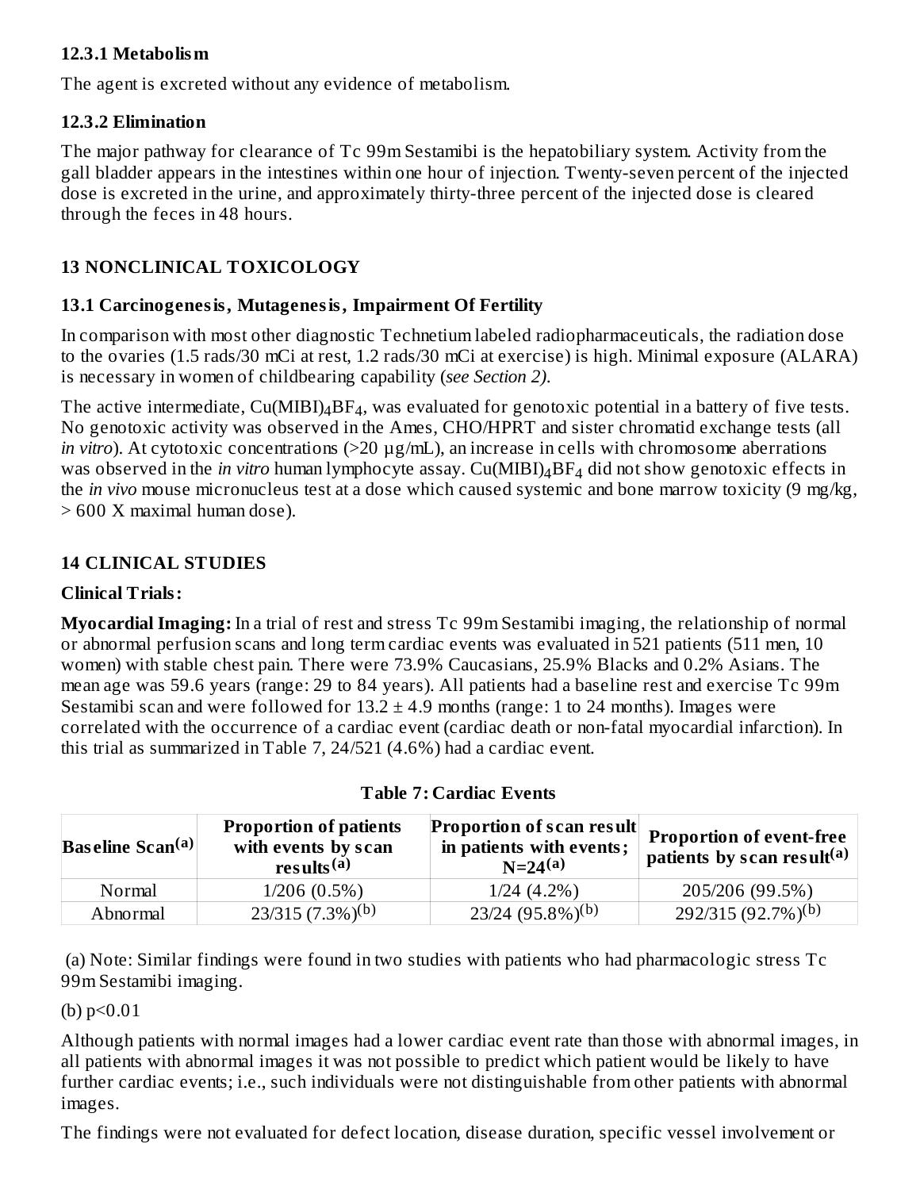### 12.3.1 Metabolism

The agent is excreted without any evidence of metabolism.

### 12.3.2 Elimination

The major pathway for clearance of Tc 99m Sestamibi is the hepatobiliary system. Activity from the gall bladder appears in the intestines within one hour of injection. Twenty-seven percent of the injected dose is excreted in the urine, and approximately thirty-three percent of the injected dose is cleared through the feces in 48 hours.

## 13 NONCLINICAL TOXICOLOGY

### 13.1 Carcinogenesis, Mutagenesis, Impairment Of Fertility

In comparison with most other diagnostic Technetium labeled radiopharmaceuticals, the radiation dose to the ovaries (1.5 rads/30 mCi at rest, 1.2 rads/30 mCi at exercise) is high. Minimal exposure (ALARA) is necessary in women of childbearing capability (*see Section 2)*.

The active intermediate, $Cu(MIBI)_4BF_4$, was evaluated for genotoxic potential in a battery of five tests. No genotoxic activity was observed in the Ames, CHO/HPRT and sister chromatid exchange tests (all *in vitro*). At cytotoxic concentrations (>20 µg/mL), an increase in cells with chromosome aberrations was observed in the *in vitro* human lymphocyte assay. $Cu(MIBI)_4BF_4$ did not show genotoxic effects in the *in vivo* mouse micronucleus test at a dose which caused systemic and bone marrow toxicity (9 mg/kg, > 600 X maximal human dose).

## 14 CLINICAL STUDIES

**Clinical Trials:**

**Myocardial Imaging:** In a trial of rest and stress Tc 99m Sestamibi imaging, the relationship of normal or abnormal perfusion scans and long term cardiac events was evaluated in 521 patients (511 men, 10 women) with stable chest pain. There were 73.9% Caucasians, 25.9% Blacks and 0.2% Asians. The mean age was 59.6 years (range: 29 to 84 years). All patients had a baseline rest and exercise Tc 99m Sestamibi scan and were followed for 13.2 ± 4.9 months (range: 1 to 24 months). Images were correlated with the occurrence of a cardiac event (cardiac death or non-fatal myocardial infarction). In this trial as summarized in Table 7, 24/521 (4.6%) had a cardiac event.

**Table 7: Cardiac Events**

| Baseline Scan[(a)] | Proportion of patients with events by scan results[(a)] | Proportion of scan result in patients with events; N=24[(a)] | Proportion of event-free patients by scan result[(a)] |
|---|---|---|---|
| Normal | 1/206 (0.5%) | 1/24 (4.2%) | 205/206 (99.5%) |
| Abnormal | 23/315 (7.3%)[(b)] | 23/24 (95.8%)[(b)] | 292/315 (92.7%)[(b)] |

(a) Note: Similar findings were found in two studies with patients who had pharmacologic stress Tc 99m Sestamibi imaging.

(b) $p<0.01$

Although patients with normal images had a lower cardiac event rate than those with abnormal images, in all patients with abnormal images it was not possible to predict which patient would be likely to have further cardiac events; i.e., such individuals were not distinguishable from other patients with abnormal images.

The findings were not evaluated for defect location, disease duration, specific vessel involvement or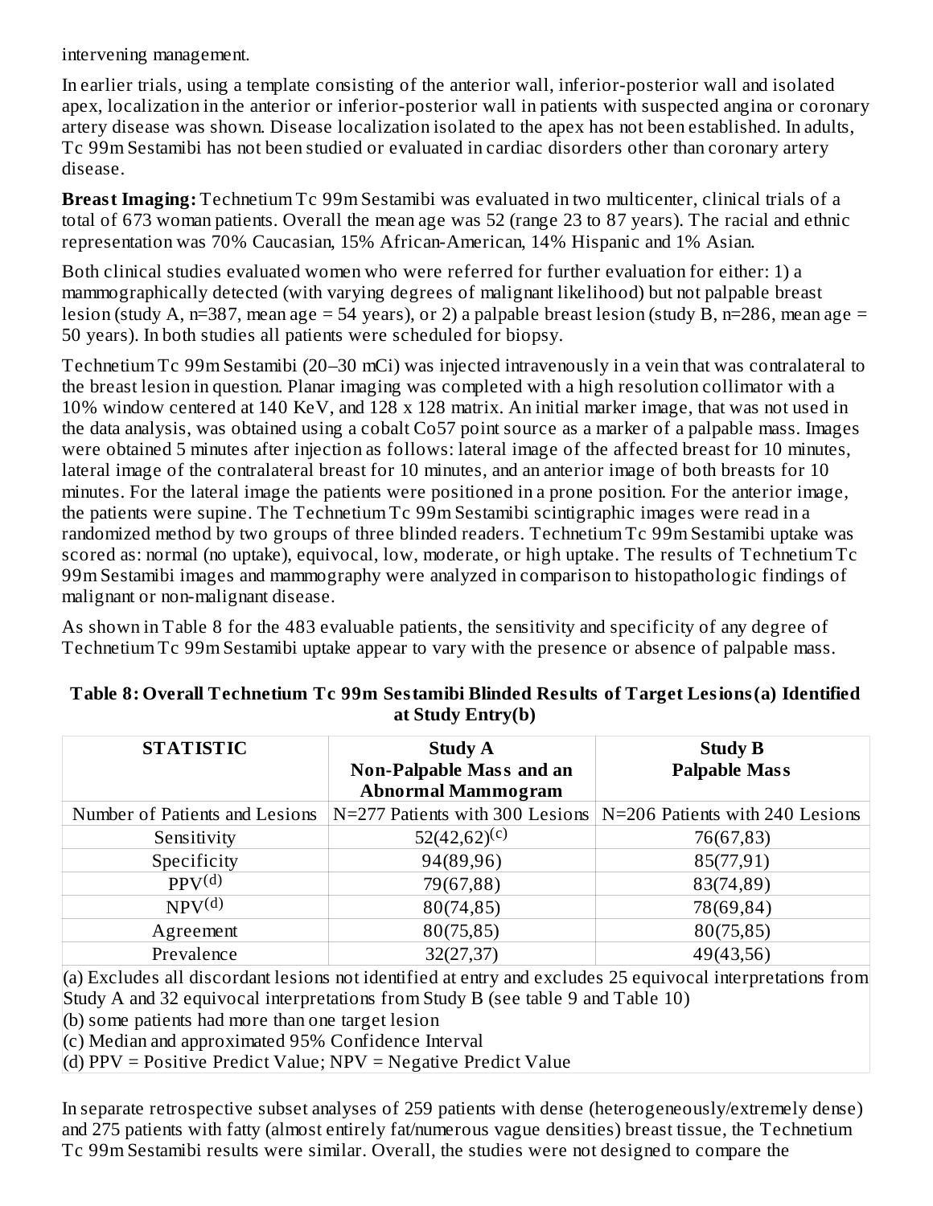intervening management.

In earlier trials, using a template consisting of the anterior wall, inferior-posterior wall and isolated apex, localization in the anterior or inferior-posterior wall in patients with suspected angina or coronary artery disease was shown. Disease localization isolated to the apex has not been established. In adults, Tc 99m Sestamibi has not been studied or evaluated in cardiac disorders other than coronary artery disease.

**Breast Imaging:** Technetium Tc 99m Sestamibi was evaluated in two multicenter, clinical trials of a total of 673 woman patients. Overall the mean age was 52 (range 23 to 87 years). The racial and ethnic representation was 70% Caucasian, 15% African-American, 14% Hispanic and 1% Asian.

Both clinical studies evaluated women who were referred for further evaluation for either: 1) a mammographically detected (with varying degrees of malignant likelihood) but not palpable breast lesion (study A, n=387, mean age = 54 years), or 2) a palpable breast lesion (study B, n=286, mean age = 50 years). In both studies all patients were scheduled for biopsy.

Technetium Tc 99m Sestamibi (20–30 mCi) was injected intravenously in a vein that was contralateral to the breast lesion in question. Planar imaging was completed with a high resolution collimator with a 10% window centered at 140 KeV, and 128 x 128 matrix. An initial marker image, that was not used in the data analysis, was obtained using a cobalt Co57 point source as a marker of a palpable mass. Images were obtained 5 minutes after injection as follows: lateral image of the affected breast for 10 minutes, lateral image of the contralateral breast for 10 minutes, and an anterior image of both breasts for 10 minutes. For the lateral image the patients were positioned in a prone position. For the anterior image, the patients were supine. The Technetium Tc 99m Sestamibi scintigraphic images were read in a randomized method by two groups of three blinded readers. Technetium Tc 99m Sestamibi uptake was scored as: normal (no uptake), equivocal, low, moderate, or high uptake. The results of Technetium Tc 99m Sestamibi images and mammography were analyzed in comparison to histopathologic findings of malignant or non-malignant disease.

As shown in Table 8 for the 483 evaluable patients, the sensitivity and specificity of any degree of Technetium Tc 99m Sestamibi uptake appear to vary with the presence or absence of palpable mass.

**Table 8: Overall Technetium Tc 99m Sestamibi Blinded Results of Target Lesions(a) Identified at Study Entry(b)**

| STATISTIC | Study A Non-Palpable Mass and an Abnormal Mammogram | Study B Palpable Mass |
|---|---|---|
| Number of Patients and Lesions | N=277 Patients with 300 Lesions | N=206 Patients with 240 Lesions |
| Sensitivity | 52(42,62)[(c)] | 76(67,83) |
| Specificity | 94(89,96) | 85(77,91) |
| PPV[(d)] | 79(67,88) | 83(74,89) |
| NPV[(d)] | 80(74,85) | 78(69,84) |
| Agreement | 80(75,85) | 80(75,85) |
| Prevalence | 32(27,37) | 49(43,56) |

(a) Excludes all discordant lesions not identified at entry and excludes 25 equivocal interpretations from Study A and 32 equivocal interpretations from Study B (see table 9 and Table 10)
(b) some patients had more than one target lesion
(c) Median and approximated 95% Confidence Interval
(d) PPV = Positive Predict Value; NPV = Negative Predict Value

In separate retrospective subset analyses of 259 patients with dense (heterogeneously/extremely dense) and 275 patients with fatty (almost entirely fat/numerous vague densities) breast tissue, the Technetium Tc 99m Sestamibi results were similar. Overall, the studies were not designed to compare the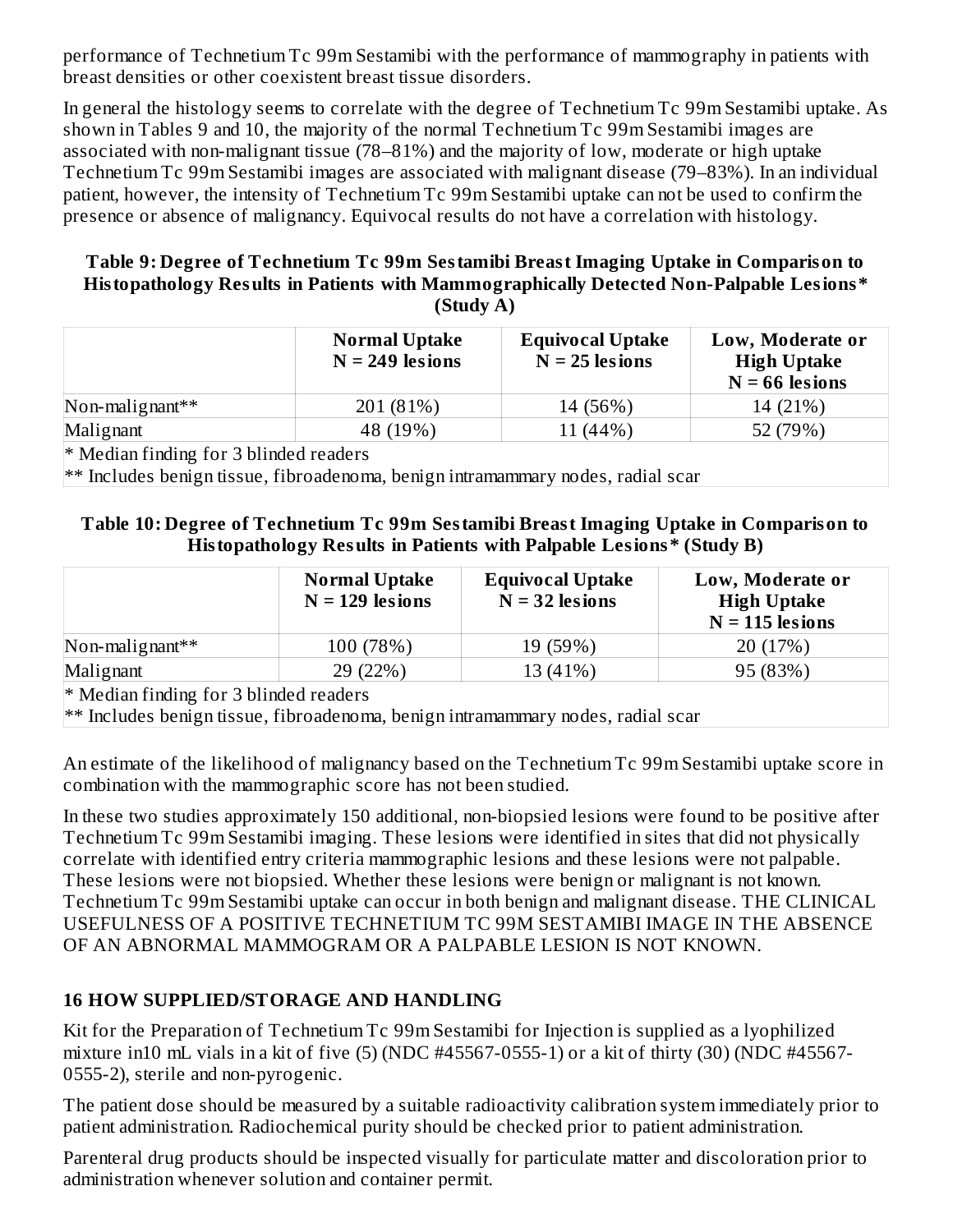performance of Technetium Tc 99m Sestamibi with the performance of mammography in patients with breast densities or other coexistent breast tissue disorders.

In general the histology seems to correlate with the degree of Technetium Tc 99m Sestamibi uptake. As shown in Tables 9 and 10, the majority of the normal Technetium Tc 99m Sestamibi images are associated with non-malignant tissue (78–81%) and the majority of low, moderate or high uptake Technetium Tc 99m Sestamibi images are associated with malignant disease (79–83%). In an individual patient, however, the intensity of Technetium Tc 99m Sestamibi uptake can not be used to confirm the presence or absence of malignancy. Equivocal results do not have a correlation with histology.

**Table 9: Degree of Technetium Tc 99m Sestamibi Breast Imaging Uptake in Comparison to Histopathology Results in Patients with Mammographically Detected Non-Palpable Lesions* (Study A)**

| | Normal Uptake N = 249 lesions | Equivocal Uptake N = 25 lesions | Low, Moderate or High Uptake N = 66 lesions |
|---|---|---|---|
| Non-malignant** | 201 (81%) | 14 (56%) | 14 (21%) |
| Malignant | 48 (19%) | 11 (44%) | 52 (79%) |

\* Median finding for 3 blinded readers

** Includes benign tissue, fibroadenoma, benign intramammary nodes, radial scar

**Table 10: Degree of Technetium Tc 99m Sestamibi Breast Imaging Uptake in Comparison to Histopathology Results in Patients with Palpable Lesions* (Study B)**

| | Normal Uptake N = 129 lesions | Equivocal Uptake N = 32 lesions | Low, Moderate or High Uptake N = 115 lesions |
|---|---|---|---|
| Non-malignant** | 100 (78%) | 19 (59%) | 20 (17%) |
| Malignant | 29 (22%) | 13 (41%) | 95 (83%) |

\* Median finding for 3 blinded readers

** Includes benign tissue, fibroadenoma, benign intramammary nodes, radial scar

An estimate of the likelihood of malignancy based on the Technetium Tc 99m Sestamibi uptake score in combination with the mammographic score has not been studied.

In these two studies approximately 150 additional, non-biopsied lesions were found to be positive after Technetium Tc 99m Sestamibi imaging. These lesions were identified in sites that did not physically correlate with identified entry criteria mammographic lesions and these lesions were not palpable. These lesions were not biopsied. Whether these lesions were benign or malignant is not known. Technetium Tc 99m Sestamibi uptake can occur in both benign and malignant disease. THE CLINICAL USEFULNESS OF A POSITIVE TECHNETIUM TC 99M SESTAMIBI IMAGE IN THE ABSENCE OF AN ABNORMAL MAMMOGRAM OR A PALPABLE LESION IS NOT KNOWN.

## 16 HOW SUPPLIED/STORAGE AND HANDLING

Kit for the Preparation of Technetium Tc 99m Sestamibi for Injection is supplied as a lyophilized mixture in10 mL vials in a kit of five (5) (NDC #45567-0555-1) or a kit of thirty (30) (NDC #45567-0555-2), sterile and non-pyrogenic.

The patient dose should be measured by a suitable radioactivity calibration system immediately prior to patient administration. Radiochemical purity should be checked prior to patient administration.

Parenteral drug products should be inspected visually for particulate matter and discoloration prior to administration whenever solution and container permit.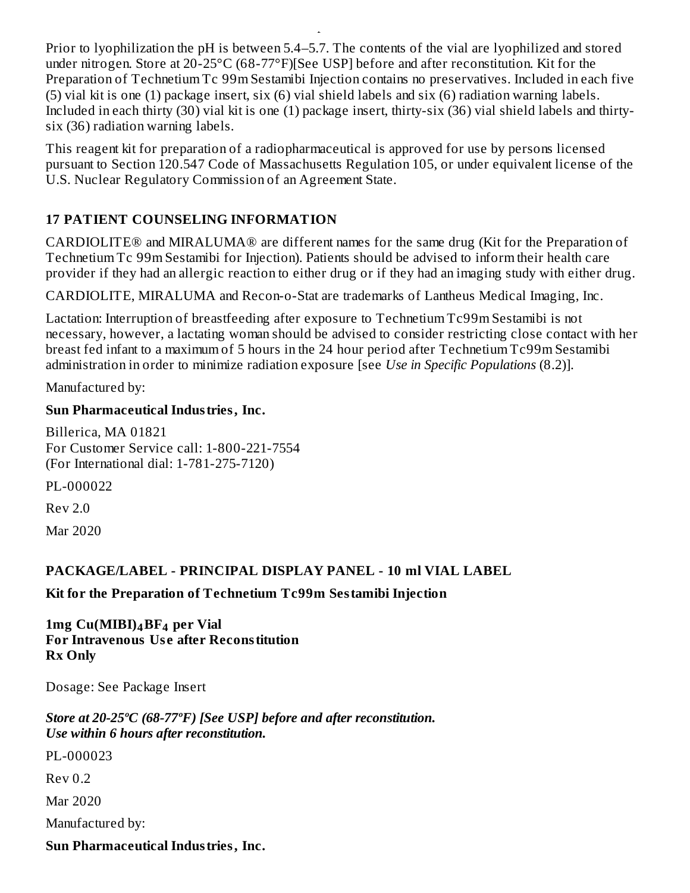Prior to lyophilization the pH is between 5.4–5.7. The contents of the vial are lyophilized and stored under nitrogen. Store at 20-25°C (68-77°F)[See USP] before and after reconstitution. Kit for the Preparation of Technetium Tc 99m Sestamibi Injection contains no preservatives. Included in each five (5) vial kit is one (1) package insert, six (6) vial shield labels and six (6) radiation warning labels. Included in each thirty (30) vial kit is one (1) package insert, thirty-six (36) vial shield labels and thirty-six (36) radiation warning labels.

This reagent kit for preparation of a radiopharmaceutical is approved for use by persons licensed pursuant to Section 120.547 Code of Massachusetts Regulation 105, or under equivalent license of the U.S. Nuclear Regulatory Commission of an Agreement State.

## 17 PATIENT COUNSELING INFORMATION

CARDIOLITE® and MIRALUMA® are different names for the same drug (Kit for the Preparation of Technetium Tc 99m Sestamibi for Injection). Patients should be advised to inform their health care provider if they had an allergic reaction to either drug or if they had an imaging study with either drug.

CARDIOLITE, MIRALUMA and Recon-o-Stat are trademarks of Lantheus Medical Imaging, Inc.

Lactation: Interruption of breastfeeding after exposure to Technetium Tc99m Sestamibi is not necessary, however, a lactating woman should be advised to consider restricting close contact with her breast fed infant to a maximum of 5 hours in the 24 hour period after Technetium Tc99m Sestamibi administration in order to minimize radiation exposure [see *Use in Specific Populations* (8.2)].

Manufactured by:

**Sun Pharmaceutical Industries, Inc.**

Billerica, MA 01821
For Customer Service call: 1-800-221-7554
(For International dial: 1-781-275-7120)

PL-000022

Rev 2.0

Mar 2020

## PACKAGE/LABEL - PRINCIPAL DISPLAY PANEL - 10 ml VIAL LABEL

**Kit for the Preparation of Technetium Tc99m Sestamibi Injection**

**1mg $Cu(MIBI)_4BF_4$ per Vial**
**For Intravenous Use after Reconstitution**
**Rx Only**

Dosage: See Package Insert

***Store at 20-25ºC (68-77ºF) [See USP] before and after reconstitution.***
***Use within 6 hours after reconstitution.***

PL-000023

Rev 0.2

Mar 2020

Manufactured by:

**Sun Pharmaceutical Industries, Inc.**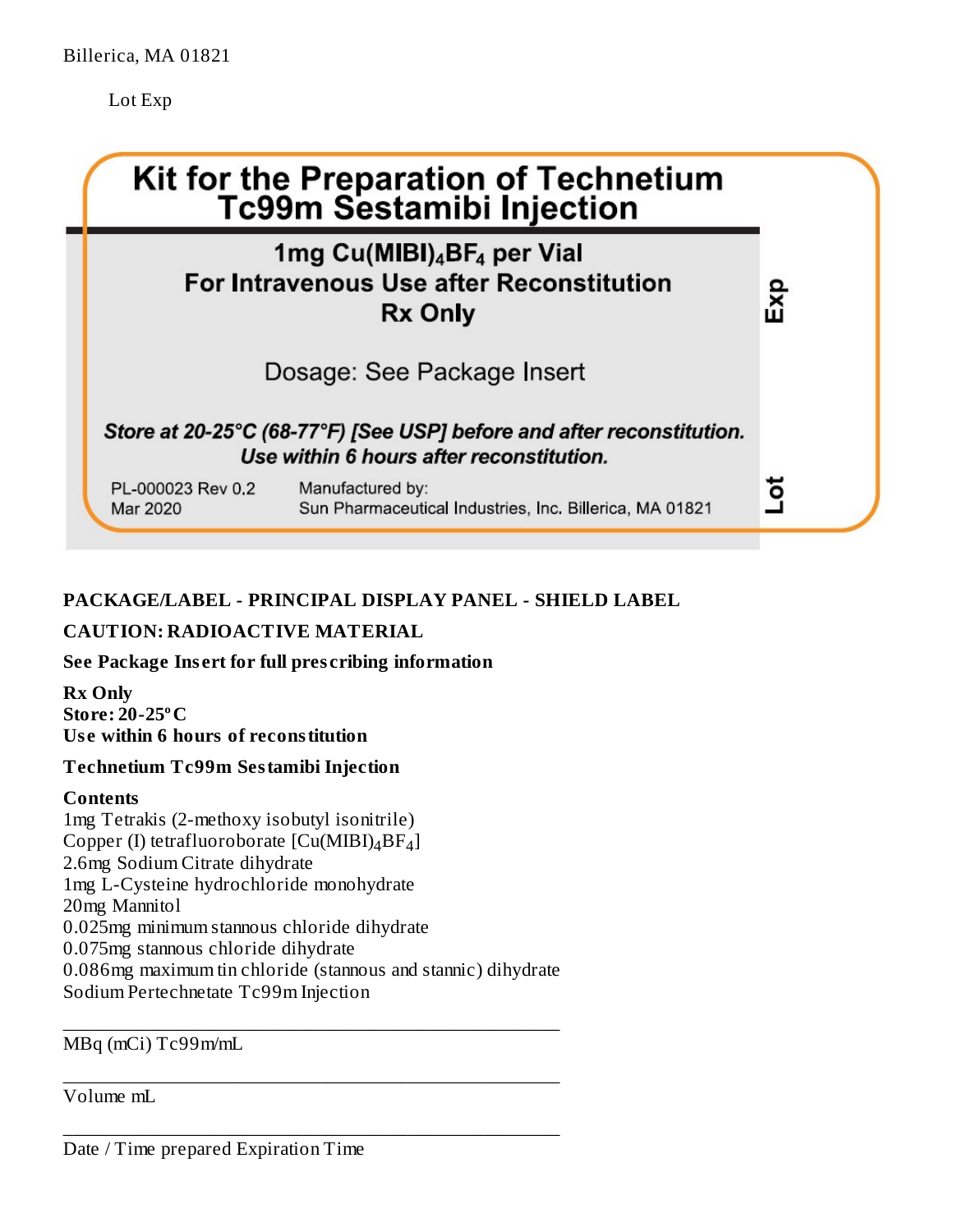Billerica, MA 01821

Lot Exp

Kit for the Preparation of Technetium Tc99m Sestamibi Injection

1mg $Cu(MIBI)_4BF_4$ per Vial
For Intravenous Use after Reconstitution
Rx Only

Dosage: See Package Insert

*Store at 20-25°C (68-77°F) [See USP] before and after reconstitution.*
*Use within 6 hours after reconstitution.*

PL-000023 Rev 0.2
Mar 2020

Manufactured by:
Sun Pharmaceutical Industries, Inc. Billerica, MA 01821

Exp

Lot

**PACKAGE/LABEL - PRINCIPAL DISPLAY PANEL - SHIELD LABEL**

**CAUTION: RADIOACTIVE MATERIAL**

**See Package Insert for full prescribing information**

**Rx Only**
**Store: 20-25ºC**
**Use within 6 hours of reconstitution**

**Technetium Tc99m Sestamibi Injection**

**Contents**
1mg Tetrakis (2-methoxy isobutyl isonitrile)
Copper (I) tetrafluoroborate [$Cu(MIBI)_4BF_4$]
2.6mg Sodium Citrate dihydrate
1mg L-Cysteine hydrochloride monohydrate
20mg Mannitol
0.025mg minimum stannous chloride dihydrate
0.075mg stannous chloride dihydrate
0.086mg maximum tin chloride (stannous and stannic) dihydrate
Sodium Pertechnetate Tc99m Injection

___________________________________________

MBq (mCi) Tc99m/mL

___________________________________________

Volume mL

___________________________________________

Date / Time prepared Expiration Time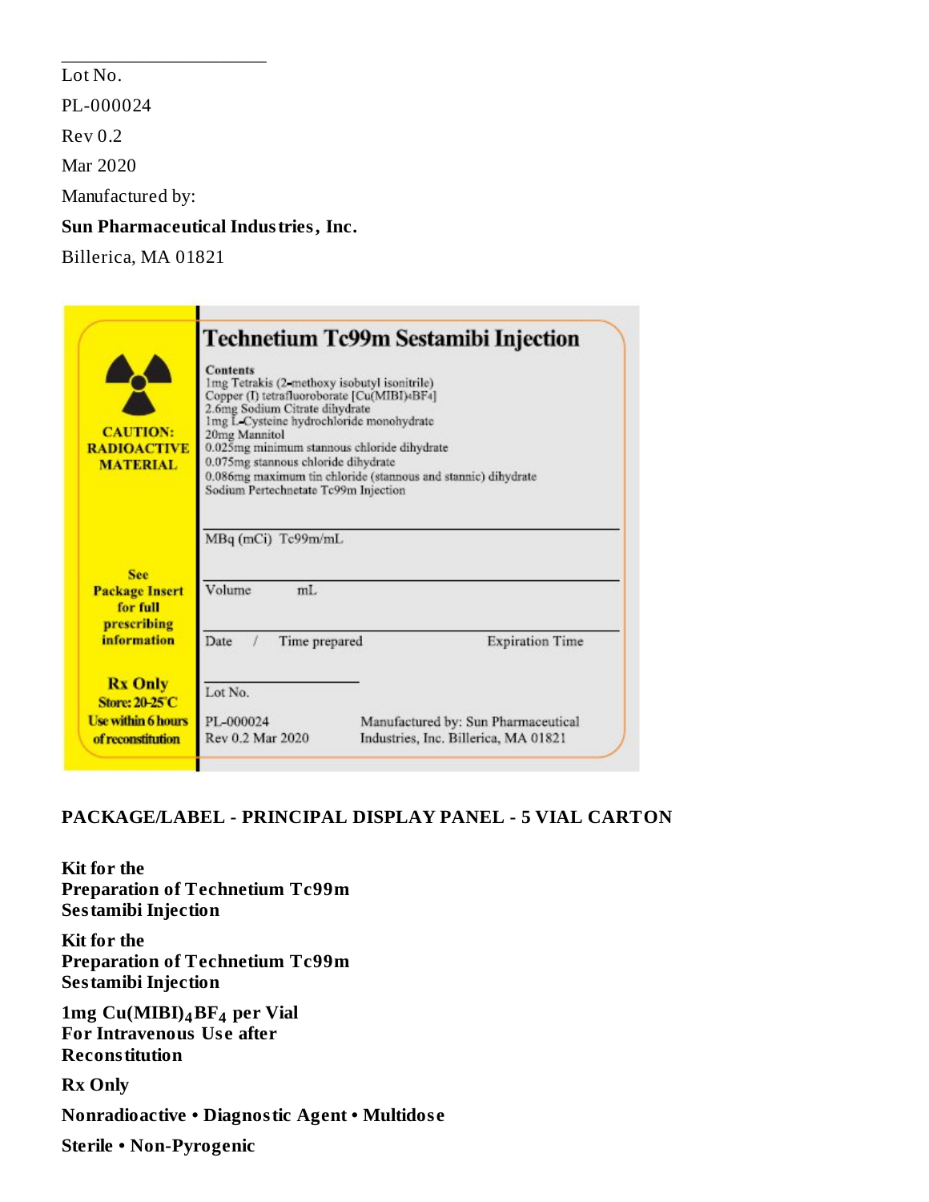\_\_\_\_\_\_\_\_\_\_\_\_\_\_\_\_\_\_\_\_

Lot No.

PL-000024

Rev 0.2

Mar 2020

Manufactured by:

**Sun Pharmaceutical Industries, Inc.**

Billerica, MA 01821

CAUTION: RADIOACTIVE MATERIAL

**Technetium Tc99m Sestamibi Injection**

**Contents**
1mg Tetrakis (2-methoxy isobutyl isonitrile) Copper (I) tetrafluoroborate [$Cu(MIBI)_4BF_4$]
2.6mg Sodium Citrate dihydrate
1mg L-Cysteine hydrochloride monohydrate
20mg Mannitol
0.025mg minimum stannous chloride dihydrate
0.075mg stannous chloride dihydrate
0.086mg maximum tin chloride (stannous and stannic) dihydrate
Sodium Pertechnetate Tc99m Injection

MBq (mCi) Tc99m/mL

Volume mL

Date / Time prepared Expiration Time

See Package Insert for full prescribing information

Rx Only
Store: 20-25°C
Use within 6 hours of reconstitution

Lot No.

PL-000024
Rev 0.2 Mar 2020

Manufactured by: Sun Pharmaceutical Industries, Inc. Billerica, MA 01821

**PACKAGE/LABEL - PRINCIPAL DISPLAY PANEL - 5 VIAL CARTON**

**Kit for the Preparation of Technetium Tc99m Sestamibi Injection**

**Kit for the Preparation of Technetium Tc99m Sestamibi Injection**

**1mg $Cu(MIBI)_4BF_4$ per Vial**
**For Intravenous Use after Reconstitution**

**Rx Only**

**Nonradioactive • Diagnostic Agent • Multidose**

**Sterile • Non-Pyrogenic**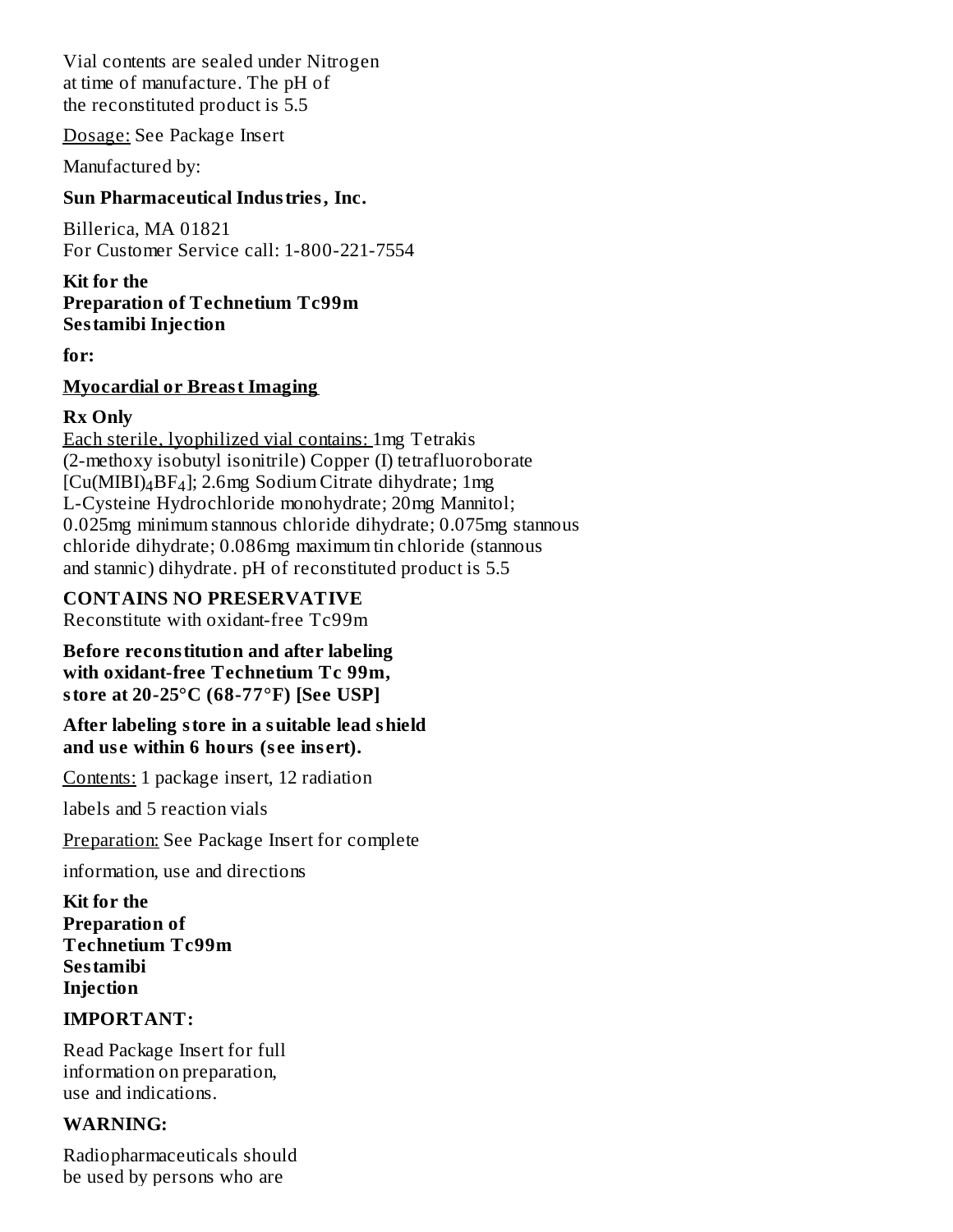Vial contents are sealed under Nitrogen
at time of manufacture. The pH of
the reconstituted product is 5.5

Dosage: See Package Insert

Manufactured by:

**Sun Pharmaceutical Industries, Inc.**

Billerica, MA 01821
For Customer Service call: 1-800-221-7554

**Kit for the**
**Preparation of Technetium Tc99m**
**Sestamibi Injection**

**for:**

**Myocardial or Breast Imaging**

**Rx Only**

Each sterile, lyophilized vial contains: 1mg Tetrakis (2-methoxy isobutyl isonitrile) Copper (I) tetrafluoroborate $[Cu(MIBI)_4BF_4]$; 2.6mg Sodium Citrate dihydrate; 1mg L-Cysteine Hydrochloride monohydrate; 20mg Mannitol; 0.025mg minimum stannous chloride dihydrate; 0.075mg stannous chloride dihydrate; 0.086mg maximum tin chloride (stannous and stannic) dihydrate. pH of reconstituted product is 5.5

**CONTAINS NO PRESERVATIVE**

Reconstitute with oxidant-free Tc99m

**Before reconstitution and after labeling with oxidant-free Technetium Tc 99m, store at 20-25°C (68-77°F) [See USP]**

**After labeling store in a suitable lead shield and use within 6 hours (see insert).**

Contents: 1 package insert, 12 radiation

labels and 5 reaction vials

Preparation: See Package Insert for complete

information, use and directions

**Kit for the**
**Preparation of**
**Technetium Tc99m**
**Sestamibi**
**Injection**

**IMPORTANT:**

Read Package Insert for full
information on preparation,
use and indications.

**WARNING:**

Radiopharmaceuticals should
be used by persons who are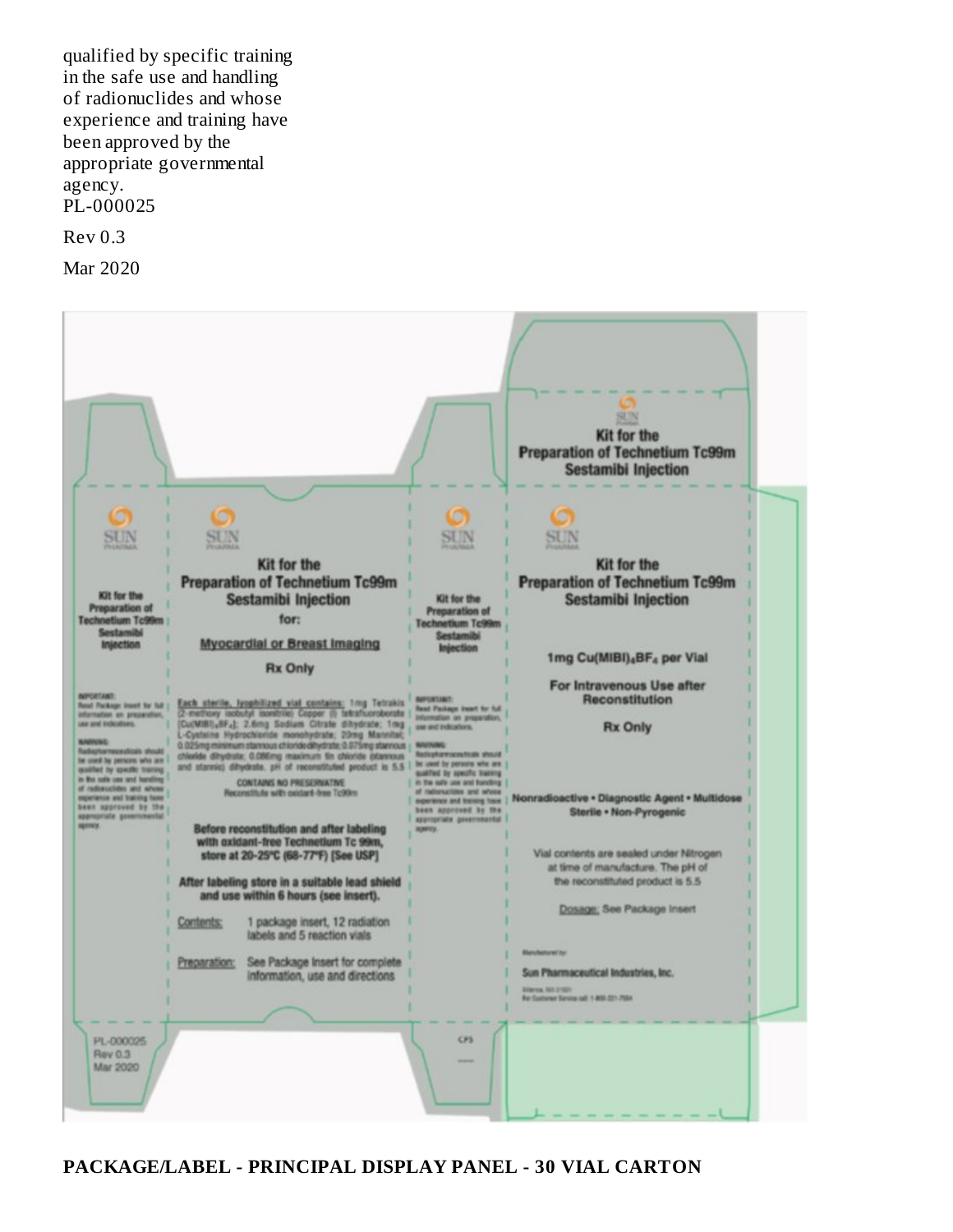qualified by specific training in the safe use and handling of radionuclides and whose experience and training have been approved by the appropriate governmental agency.
PL-000025

Rev 0.3

Mar 2020

SUN PHARMA

Kit for the Preparation of Technetium Tc99m Sestamibi Injection

SUN PHARMA

Kit for the Preparation of Technetium Tc99m Sestamibi Injection

1mg $Cu(MIBI)_4BF_4$ per Vial

For Intravenous Use after Reconstitution

Rx Only

Nonradioactive • Diagnostic Agent • Multidose
Sterile • Non-Pyrogenic

Vial contents are sealed under Nitrogen at time of manufacture. The pH of the reconstituted product is 5.5

Dosage: See Package Insert

Manufactured by:

Sun Pharmaceutical Industries, Inc.

SUN PHARMA

Kit for the Preparation of Technetium Tc99m Sestamibi Injection

for:

Myocardial or Breast Imaging

Rx Only

Each sterile, lyophilized vial contains: 1mg Tetrakis (2-methoxy isobutyl isonitrile) Copper (I) tetrafluoroborate [$Cu(MIBI)_4BF_4$]; 2.6mg Sodium Citrate dihydrate; 1mg L-Cysteine Hydrochloride monohydrate; 20mg Mannitol; 0.025mg minimum stannous chloride dihydrate; 0.075mg stannous chloride dihydrate; 0.086mg maximum tin chloride (stannous and stannic) dihydrate. pH of reconstituted product is 5.5

CONTAINS NO PRESERVATIVE
Reconstitute with oxidant-free Tc99m

Before reconstitution and after labeling with oxidant-free Technetium Tc 99m, store at 20-25°C (68-77°F) [See USP]

After labeling store in a suitable lead shield and use within 6 hours (see insert).

Contents: 1 package insert, 12 radiation labels and 5 reaction vials

Preparation: See Package Insert for complete information, use and directions

SUN PHARMA

Kit for the Preparation of Technetium Tc99m Sestamibi Injection

IMPORTANT:
Read Package Insert for full information on preparation, use and indications.

WARNING:
Radiopharmaceuticals should be used by persons who are qualified by specific training in the safe use and handling of radionuclides and whose experience and training have been approved by the appropriate governmental agency.

PL-000025
Rev 0.3
Mar 2020

**PACKAGE/LABEL - PRINCIPAL DISPLAY PANEL - 30 VIAL CARTON**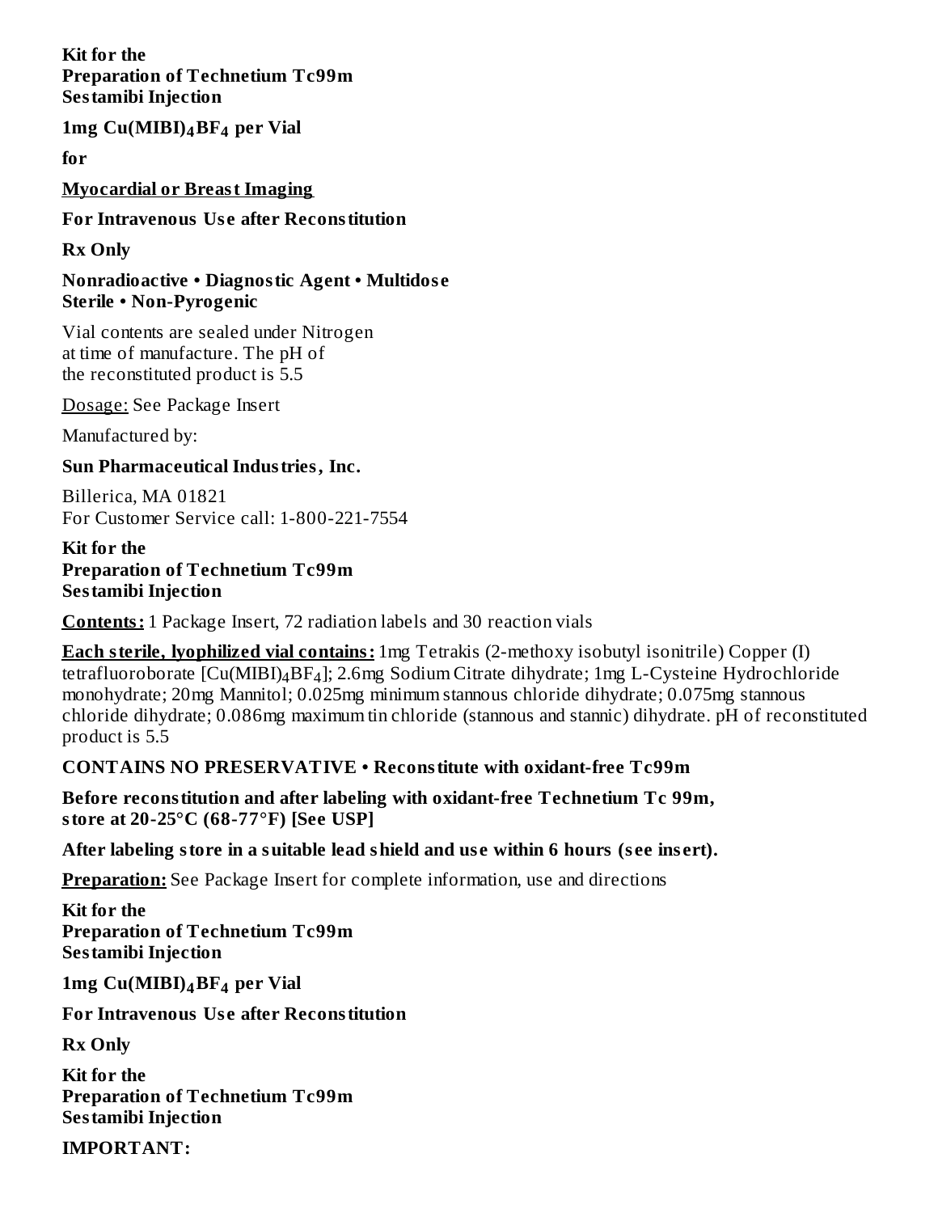**Kit for the**
**Preparation of Technetium Tc99m**
**Sestamibi Injection**

**1mg $Cu(MIBI)_4BF_4$ per Vial**

**for**

**Myocardial or Breast Imaging**

**For Intravenous Use after Reconstitution**

**Rx Only**

**Nonradioactive • Diagnostic Agent • Multidose**
**Sterile • Non-Pyrogenic**

Vial contents are sealed under Nitrogen at time of manufacture. The pH of the reconstituted product is 5.5

Dosage: See Package Insert

Manufactured by:

**Sun Pharmaceutical Industries, Inc.**

Billerica, MA 01821
For Customer Service call: 1-800-221-7554

**Kit for the**
**Preparation of Technetium Tc99m**
**Sestamibi Injection**

**Contents:** 1 Package Insert, 72 radiation labels and 30 reaction vials

**Each sterile, lyophilized vial contains:** 1mg Tetrakis (2-methoxy isobutyl isonitrile) Copper (I) tetrafluoroborate [$Cu(MIBI)_4BF_4$]; 2.6mg Sodium Citrate dihydrate; 1mg L-Cysteine Hydrochloride monohydrate; 20mg Mannitol; 0.025mg minimum stannous chloride dihydrate; 0.075mg stannous chloride dihydrate; 0.086mg maximum tin chloride (stannous and stannic) dihydrate. pH of reconstituted product is 5.5

**CONTAINS NO PRESERVATIVE • Reconstitute with oxidant-free Tc99m**

**Before reconstitution and after labeling with oxidant-free Technetium Tc 99m, store at 20-25°C (68-77°F) [See USP]**

**After labeling store in a suitable lead shield and use within 6 hours (see insert).**

**Preparation:** See Package Insert for complete information, use and directions

**Kit for the**
**Preparation of Technetium Tc99m**
**Sestamibi Injection**

**1mg $Cu(MIBI)_4BF_4$ per Vial**

**For Intravenous Use after Reconstitution**

**Rx Only**

**Kit for the**
**Preparation of Technetium Tc99m**
**Sestamibi Injection**

**IMPORTANT:**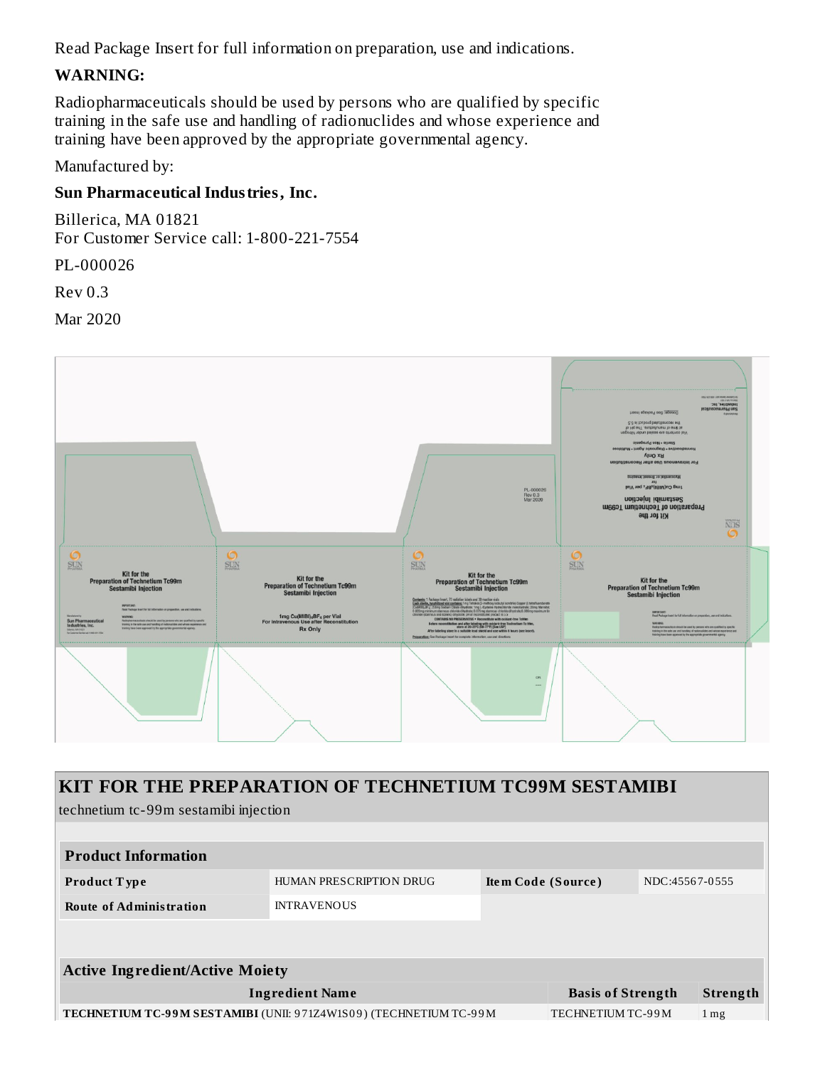Read Package Insert for full information on preparation, use and indications.

**WARNING:**

Radiopharmaceuticals should be used by persons who are qualified by specific training in the safe use and handling of radionuclides and whose experience and training have been approved by the appropriate governmental agency.

Manufactured by:

**Sun Pharmaceutical Industries, Inc.**

Billerica, MA 01821
For Customer Service call: 1-800-221-7554

PL-000026

Rev 0.3

Mar 2020

## KIT FOR THE PREPARATION OF TECHNETIUM TC99M SESTAMIBI

technetium tc-99m sestamibi injection

| Product Information | | | |
|---|---|---|---|
| **Product Type** | HUMAN PRESCRIPTION DRUG | **Item Code (Source)** | NDC:45567-0555 |
| **Route of Administration** | INTRAVENOUS | | |

| Active Ingredient/Active Moiety | | |
|---|---|---|
| **Ingredient Name** | **Basis of Strength** | **Strength** |
| **TECHNETIUM TC-99M SESTAMIBI** (UNII: 971Z4W1S09) (TECHNETIUM TC-99M | TECHNETIUM TC-99M | 1 mg |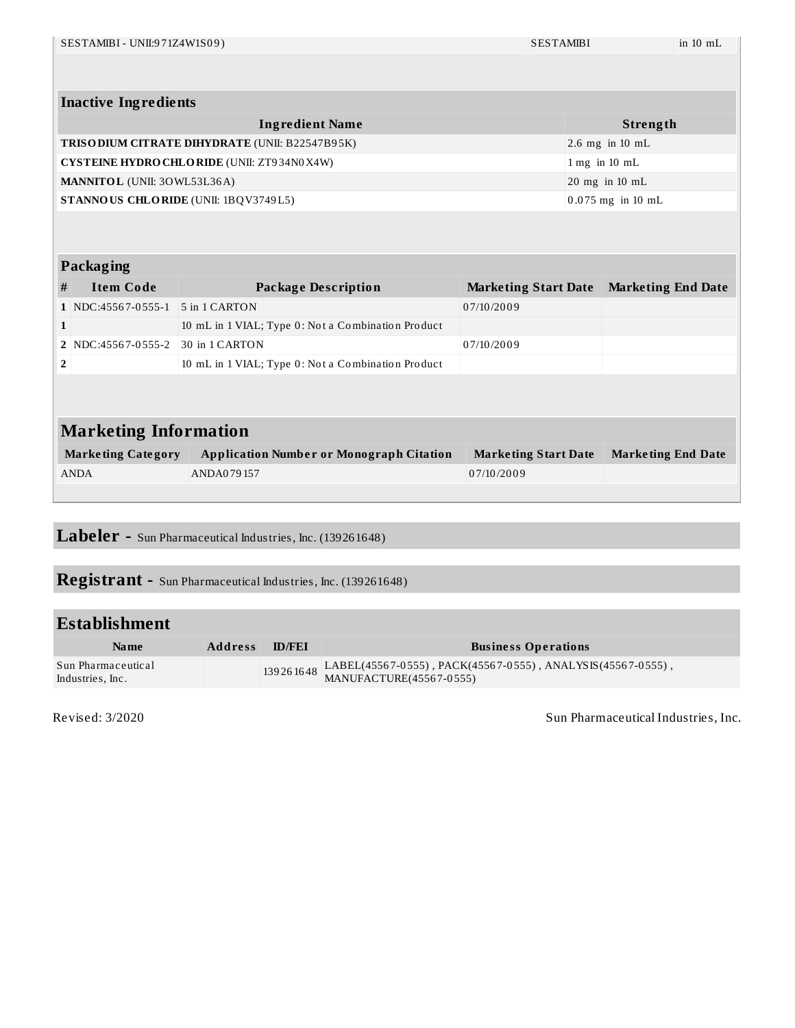| | | |
|---|---|---|
| SESTAMIBI - UNII:971Z4W1S09) | SESTAMIBI | in 10 mL |

### Inactive Ingredients

| Ingredient Name | Strength |
|---|---|
| **TRISODIUM CITRATE DIHYDRATE** (UNII: B22547B95K) | 2.6 mg in 10 mL |
| **CYSTEINE HYDROCHLORIDE** (UNII: ZT934N0X4W) | 1 mg in 10 mL |
| **MANNITOL** (UNII: 3OWL53L36A) | 20 mg in 10 mL |
| **STANNOUS CHLORIDE** (UNII: 1BQV3749L5) | 0.075 mg in 10 mL |

### Packaging

| # | Item Code | Package Description | Marketing Start Date | Marketing End Date |
|---|---|---|---|---|
| 1 | NDC:45567-0555-1 | 5 in 1 CARTON | 07/10/2009 | |
| 1 | | 10 mL in 1 VIAL; Type 0: Not a Combination Product | | |
| 2 | NDC:45567-0555-2 | 30 in 1 CARTON | 07/10/2009 | |
| 2 | | 10 mL in 1 VIAL; Type 0: Not a Combination Product | | |

### Marketing Information

| Marketing Category | Application Number or Monograph Citation | Marketing Start Date | Marketing End Date |
|---|---|---|---|
| ANDA | ANDA079157 | 07/10/2009 | |

## Labeler - Sun Pharmaceutical Industries, Inc. (139261648)

## Registrant - Sun Pharmaceutical Industries, Inc. (139261648)

## Establishment

| Name | Address | ID/FEI | Business Operations |
|---|---|---|---|
| Sun Pharmaceutical Industries, Inc. | | 139261648 | LABEL(45567-0555) , PACK(45567-0555) , ANALYSIS(45567-0555) , MANUFACTURE(45567-0555) |

Revised: 3/2020 Sun Pharmaceutical Industries, Inc.